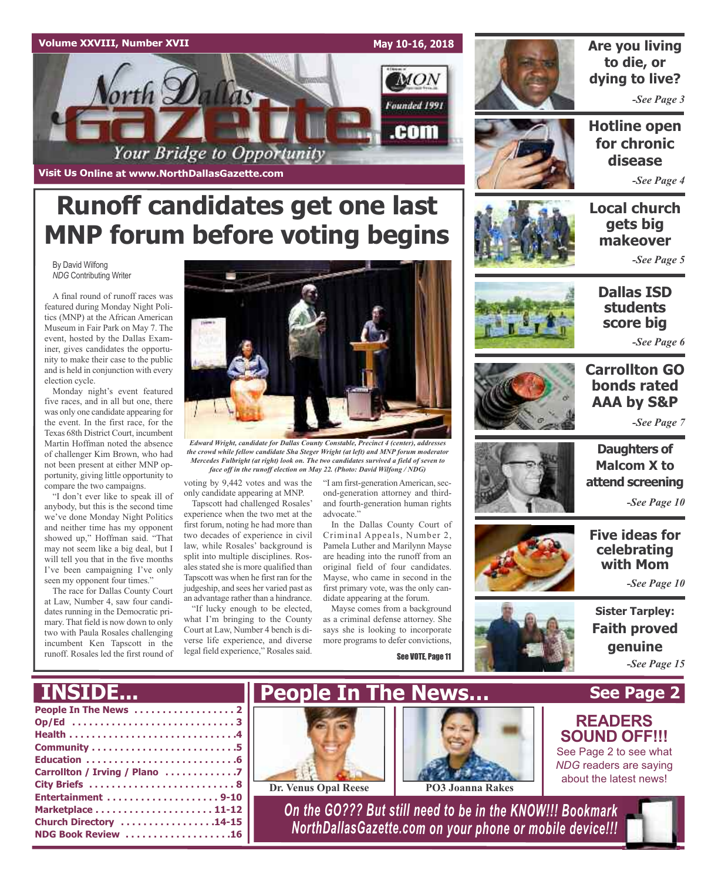Volume XXVIII, Number XVII

May 10-16, 2018

# North Dallas Gazette .com

Founded 1991

Your Bridge to Opportunity

Visit Us Online at www.NorthDallasGazette.com

# Runoff candidates get one last MNP forum before voting begins

By David Wilfong
*NDG* Contributing Writer

A final round of runoff races was featured during Monday Night Politics (MNP) at the African American Museum in Fair Park on May 7. The event, hosted by the Dallas Examiner, gives candidates the opportunity to make their case to the public and is held in conjunction with every election cycle.

Monday night's event featured five races, and in all but one, there was only one candidate appearing for the event. In the first race, for the Texas 68th District Court, incumbent Martin Hoffman noted the absence of challenger Kim Brown, who had not been present at either MNP opportunity, giving little opportunity to compare the two campaigns.

"I don't ever like to speak ill of anybody, but this is the second time we've done Monday Night Politics and neither time has my opponent showed up," Hoffman said. "That may not seem like a big deal, but I will tell you that in the five months I've been campaigning I've only seen my opponent four times."

The race for Dallas County Court at Law, Number 4, saw four candidates running in the Democratic primary. That field is now down to only two with Paula Rosales challenging incumbent Ken Tapscott in the runoff. Rosales led the first round of voting by 9,442 votes and was the only candidate appearing at MNP.

Tapscott had challenged Rosales' experience when the two met at the first forum, noting he had more than two decades of experience in civil law, while Rosales' background is split into multiple disciplines. Rosales stated she is more qualified than Tapscott was when he first ran for the judgeship, and sees her varied past as an advantage rather than a hindrance.

"If lucky enough to be elected, what I'm bringing to the County Court at Law, Number 4 bench is diverse life experience, and diverse legal field experience," Rosales said. "I am first-generation American, second-generation attorney and third- and fourth-generation human rights advocate."

In the Dallas County Court of Criminal Appeals, Number 2, Pamela Luther and Marilynn Mayse are heading into the runoff from an original field of four candidates. Mayse, who came in second in the first primary vote, was the only candidate appearing at the forum.

Mayse comes from a background as a criminal defense attorney. She says she is looking to incorporate more programs to defer convictions,

*Edward Wright, candidate for Dallas County Constable, Precinct 4 (center), addresses the crowd while fellow candidate Sha Steger Wright (at left) and MNP forum moderator Mercedes Fulbright (at right) look on. The two candidates survived a field of seven to face off in the runoff election on May 22. (Photo: David Wilfong / NDG)*

See VOTE, Page 11

---

**Are you living to die, or dying to live?** *-See Page 3*

**Hotline open for chronic disease** *-See Page 4*

**Local church gets big makeover** *-See Page 5*

**Dallas ISD students score big** *-See Page 6*

**Carrollton GO bonds rated AAA by S&P** *-See Page 7*

**Daughters of Malcom X to attend screening** *-See Page 10*

**Five ideas for celebrating with Mom** *-See Page 10*

**Sister Tarpley: Faith proved genuine** *-See Page 15*

---

## INSIDE...

- People In The News . . . . . . . . . . 2
- Op/Ed . . . . . . . . . . 3
- Health . . . . . . . . . . 4
- Community . . . . . . . . . . 5
- Education . . . . . . . . . . 6
- Carrollton / Irving / Plano . . . . . . . . . . 7
- City Briefs . . . . . . . . . . 8
- Entertainment . . . . . . . . . . 9-10
- Marketplace . . . . . . . . . . 11-12
- Church Directory . . . . . . . . . . 14-15
- NDG Book Review . . . . . . . . . . 16

## People In The News...

See Page 2

Dr. Venus Opal Reese

PO3 Joanna Rakes

**READERS SOUND OFF!!!**

See Page 2 to see what *NDG* readers are saying about the latest news!

*On the GO??? But still need to be in the KNOW!!! Bookmark NorthDallasGazette.com on your phone or mobile device!!!*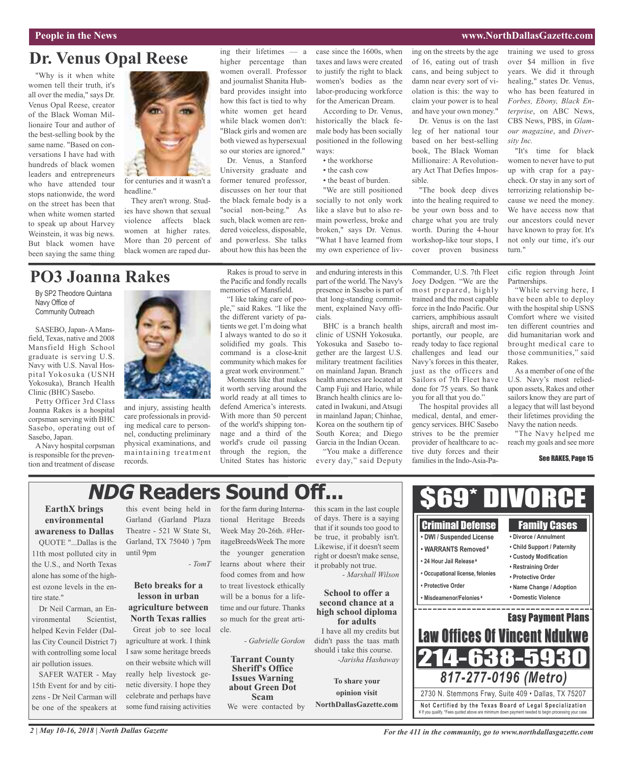People in the News

# Dr. Venus Opal Reese

"Why is it when white women tell their truth, it's all over the media," says Dr. Venus Opal Reese, creator of the Black Woman Millionaire Tour and author of the best-selling book by the same name. "Based on conversations I have had with hundreds of black women leaders and entrepreneurs who have attended tour stops nationwide, the word on the street has been that when white women started to speak up about Harvey Weinstein, it was big news. But black women have been saying the same thing for centuries and it wasn't a headline."

They aren't wrong. Studies have shown that sexual violence affects black women at higher rates. More than 20 percent of black women are raped during their lifetimes — a higher percentage than women overall. Professor and journalist Shanita Hubbard provides insight into how this fact is tied to why white women get heard while black women don't: "Black girls and women are both viewed as hypersexual so our stories are ignored."

Dr. Venus, a Stanford University graduate and former tenured professor, discusses on her tour that the black female body is a "social non-being." As such, black women are rendered voiceless, disposable, and powerless. She talks about how this has been the case since the 1600s, when taxes and laws were created to justify the right to black women's bodies as the labor-producing workforce for the American Dream.

According to Dr. Venus, historically the black female body has been socially positioned in the following ways:

- the workhorse
- the cash cow
- the beast of burden.

"We are still positioned socially to not only work like a slave but to also remain powerless, broke and broken," says Dr. Venus. "What I have learned from my own experience of living on the streets by the age of 16, eating out of trash cans, and being subject to damn near every sort of violation is this: the way to claim your power is to heal and have your own money."

Dr. Venus is on the last leg of her national tour based on her best-selling book, The Black Woman Millionaire: A Revolutionary Act That Defies Impossible.

"The book deep dives into the healing required to be your own boss and to charge what you are truly worth. During the 4-hour workshop-like tour stops, I cover proven business training we used to gross over $4 million in five years. We did it through healing," states Dr. Venus, who has been featured in *Forbes, Ebony, Black Enterprise*, on ABC News, CBS News, PBS, in *Glamour magazine*, and *Diversity Inc.*

"It's time for black women to never have to put up with crap for a paycheck. Or stay in any sort of terrorizing relationship because we need the money. We have access now that our ancestors could never have known to pray for. It's not only our time, it's our turn."

# PO3 Joanna Rakes

By SP2 Theodore Quintana
Navy Office of
Community Outreach

SASEBO, Japan- A Mansfield, Texas, native and 2008 Mansfield High School graduate is serving U.S. Navy with U.S. Naval Hospital Yokosuka (USNH Yokosuka), Branch Health Clinic (BHC) Sasebo.

Petty Officer 3rd Class Joanna Rakes is a hospital corpsman serving with BHC Sasebo, operating out of Sasebo, Japan.

A Navy hospital corpsman is responsible for the prevention and treatment of disease and injury, assisting health care professionals in providing medical care to personnel, conducting preliminary physical examinations, and maintaining treatment records.

Rakes is proud to serve in the Pacific and fondly recalls memories of Mansfield.

"I like taking care of people," said Rakes. "I like the the different variety of patients we get. I'm doing what I always wanted to do so it solidified my goals. This command is a close-knit community which makes for a great work environment."

Moments like that makes it worth serving around the world ready at all times to defend America's interests. With more than 50 percent of the world's shipping tonnage and a third of the world's crude oil passing through the region, the United States has historic and enduring interests in this part of the world. The Navy's presence in Sasebo is part of that long-standing commitment, explained Navy officials.

BHC is a branch health clinic of USNH Yokosuka. Yokosuka and Sasebo together are the largest U.S. military treatment facilities on mainland Japan. Branch health annexes are located at Camp Fuji and Hario, while Branch health clinics are located in Iwakuni, and Atsugi in mainland Japan; Chinhae, Korea on the southern tip of South Korea; and Diego Garcia in the Indian Ocean.

"You make a difference every day," said Deputy Commander, U.S. 7th Fleet Joey Dodgen. "We are the most prepared, highly trained and the most capable force in the Indo Pacific. Our carriers, amphibious assault ships, aircraft and most importantly, our people, are ready today to face regional challenges and lead our Navy's forces in this theater, just as the officers and Sailors of 7th Fleet have done for 75 years. So thank you for all that you do."

The hospital provides all medical, dental, and emergency services. BHC Sasebo strives to be the premier provider of healthcare to active duty forces and their families in the Indo-Asia-Pacific region through Joint Partnerships.

"While serving here, I have been able to deploy with the hospital ship USNS Comfort where we visited ten different countries and did humanitarian work and brought medical care to those communities," said Rakes.

As a member of one of the U.S. Navy's most relied-upon assets, Rakes and other sailors know they are part of a legacy that will last beyond their lifetimes providing the Navy the nation needs.

"The Navy helped me reach my goals and see more

See RAKES, Page 15

# *NDG* Readers Sound Off...

### EarthX brings environmental awareness to Dallas

QUOTE "...Dallas is the 11th most polluted city in the U.S., and North Texas alone has some of the highest ozone levels in the entire state."

Dr Neil Carman, an Environmental Scientist, helped Kevin Felder (Dallas City Council District 7) with controlling some local air pollution issues.

SAFER WATER - May 15th Event for and by citizens - Dr Neil Carman will be one of the speakers at this event being held in Garland (Garland Plaza Theatre - 521 W State St, Garland, TX 75040 ) 7pm until 9pm

*- TomT*

### Beto breaks for a lesson in urban agriculture between North Texas rallies

Great job to see local agriculture at work. I think I saw some heritage breeds on their website which will really help livestock genetic diversity. I hope they celebrate and perhaps have some fund raising activities for the farm during International Heritage Breeds Week May 20-26th. #HeritageBreedsWeek The more the younger generation learns about where their food comes from and how to treat livestock ethically will be a bonus for a lifetime and our future. Thanks so much for the great article.

*- Gabrielle Gordon*

### Tarrant County Sheriff's Office Issues Warning about Green Dot Scam

We were contacted by this scam in the last couple of days. There is a saying that if it sounds too good to be true, it probably isn't. Likewise, if it doesn't seem right or doesn't make sense, it probably not true.

*- Marshall Wilson*

### School to offer a second chance at a high school diploma for adults

I have all my credits but didn't pass the taas math should i take this course.

*-Jarisha Hashaway*

**To share your opinion visit NorthDallasGazette.com**

# $69* DIVORCE

**Criminal Defense**
- DWI / Suspended License
- WARRANTS Removed ¥
- 24 Hour Jail Release ¥
- Occupational license, felonies
- Protective Order
- Misdeameanor/Felonies ¥

**Family Cases**
- Divorce / Annulment
- Child Support / Paternity
- Custody Modification
- Restraining Order
- Protective Order
- Name Change / Adoption
- Domestic Violence

**Easy Payment Plans**

**Law Offices Of Vincent Ndukwe**

**214-638-5930**

*817-277-0196 (Metro)*

2730 N. Stemmons Frwy, Suite 409 • Dallas, TX 75207

**Not Certified by the Texas Board of Legal Specialization**
¥ If you qualify. *Fees quoted above are minimum down payment needed to begin processing your case.

For the 411 in the community, go to www.northdallasgazette.com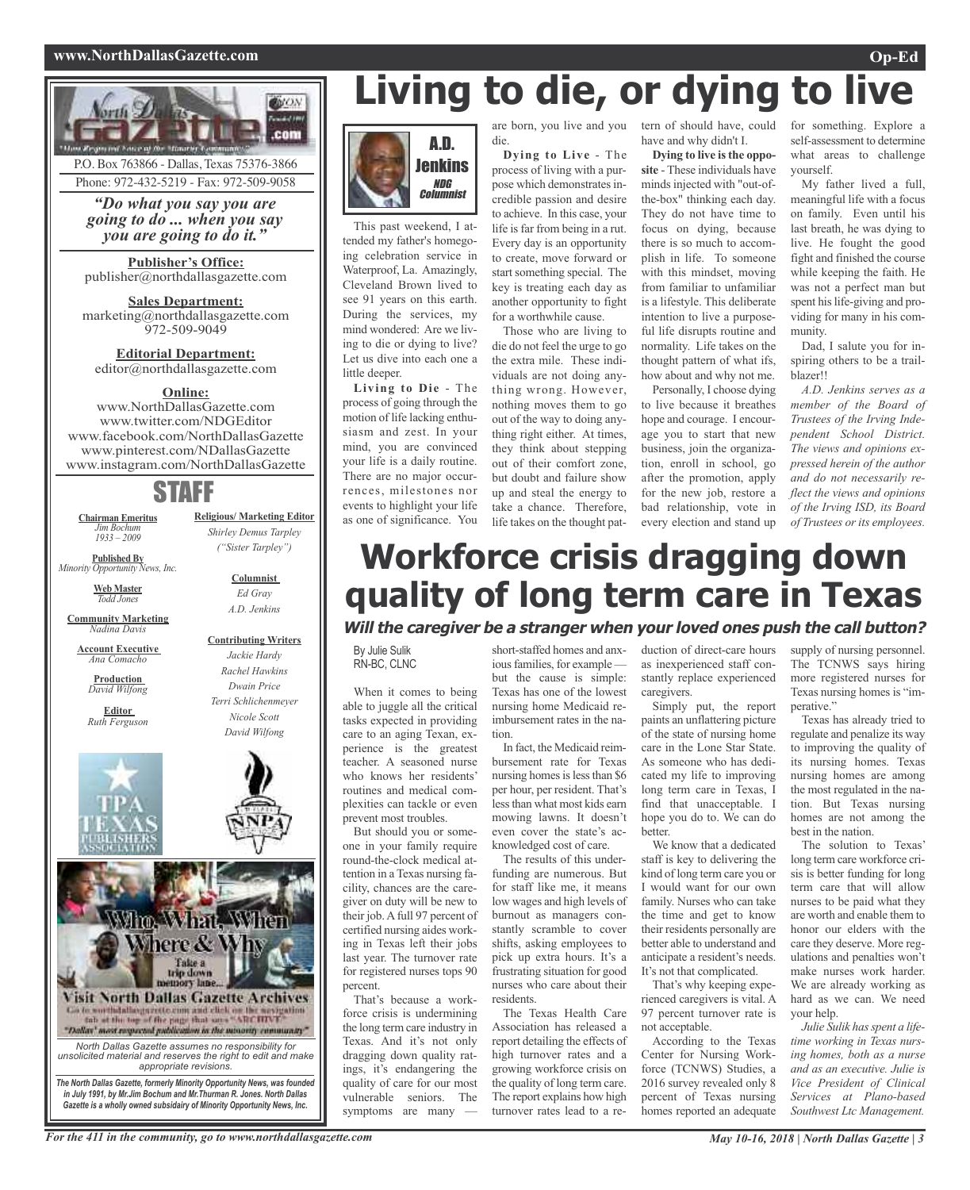# Living to die, or dying to live

A.D. Jenkins
*NDG Columnist*

This past weekend, I attended my father's homegoing celebration service in Waterproof, La. Amazingly, Cleveland Brown lived to see 91 years on this earth. During the services, my mind wondered: Are we living to die or dying to live? Let us dive into each one a little deeper.

**Living to Die** - The process of going through the motion of life lacking enthusiasm and zest. In your mind, you are convinced your life is a daily routine. There are no major occurrences, milestones nor events to highlight your life as one of significance. You are born, you live and you die.

**Dying to Live** - The process of living with a purpose which demonstrates incredible passion and desire to achieve. In this case, your life is far from being in a rut. Every day is an opportunity to create, move forward or start something special. The key is treating each day as another opportunity to fight for a worthwhile cause.

Those who are living to die do not feel the urge to go the extra mile. These individuals are not doing anything wrong. However, nothing moves them to go out of the way to doing anything right either. At times, they think about stepping out of their comfort zone, but doubt and failure show up and steal the energy to take a chance. Therefore, life takes on the thought pattern of should have, could have and why didn't I.

**Dying to live is the opposite** - These individuals have minds injected with "out-of-the-box" thinking each day. They do not have time to focus on dying, because there is so much to accomplish in life. To someone with this mindset, moving from familiar to unfamiliar is a lifestyle. This deliberate intention to live a purposeful life disrupts routine and normality. Life takes on the thought pattern of what ifs, how about and why not me.

Personally, I choose dying to live because it breathes hope and courage. I encourage you to start that new business, join the organization, enroll in school, go after the promotion, apply for the new job, restore a bad relationship, vote in every election and stand up for something. Explore a self-assessment to determine what areas to challenge yourself.

My father lived a full, meaningful life with a focus on family. Even until his last breath, he was dying to live. He fought the good fight and finished the course while keeping the faith. He was not a perfect man but spent his life-giving and providing for many in his community.

Dad, I salute you for inspiring others to be a trailblazer!!

*A.D. Jenkins serves as a member of the Board of Trustees of the Irving Independent School District. The views and opinions expressed herein of the author and do not necessarily reflect the views and opinions of the Irving ISD, its Board of Trustees or its employees.*

# Workforce crisis dragging down quality of long term care in Texas

### *Will the caregiver be a stranger when your loved ones push the call button?*

By Julie Sulik
RN-BC, CLNC

When it comes to being able to juggle all the critical tasks expected in providing care to an aging Texan, experience is the greatest teacher. A seasoned nurse who knows her residents' routines and medical complexities can tackle or even prevent most troubles.

But should you or someone in your family require round-the-clock medical attention in a Texas nursing facility, chances are the caregiver on duty will be new to their job. A full 97 percent of certified nursing aides working in Texas left their jobs last year. The turnover rate for registered nurses tops 90 percent.

That's because a workforce crisis is undermining the long term care industry in Texas. And it's not only dragging down quality ratings, it's endangering the quality of care for our most vulnerable seniors. The symptoms are many — short-staffed homes and anxious families, for example — but the cause is simple: Texas has one of the lowest nursing home Medicaid reimbursement rates in the nation.

In fact, the Medicaid reimbursement rate for Texas nursing homes is less than $6 per hour, per resident. That's less than what most kids earn mowing lawns. It doesn't even cover the state's acknowledged cost of care.

The results of this underfunding are numerous. But for staff like me, it means low wages and high levels of burnout as managers constantly scramble to cover shifts, asking employees to pick up extra hours. It's a frustrating situation for good nurses who care about their residents.

The Texas Health Care Association has released a report detailing the effects of high turnover rates and a growing workforce crisis on the quality of long term care. The report explains how high turnover rates lead to a reduction of direct-care hours as inexperienced staff constantly replace experienced caregivers.

Simply put, the report paints an unflattering picture of the state of nursing home care in the Lone Star State. As someone who has dedicated my life to improving long term care in Texas, I find that unacceptable. I hope you do to. We can do better.

We know that a dedicated staff is key to delivering the kind of long term care you or I would want for our own family. Nurses who can take the time and get to know their residents personally are better able to understand and anticipate a resident's needs. It's not that complicated.

That's why keeping experienced caregivers is vital. A 97 percent turnover rate is not acceptable.

According to the Texas Center for Nursing Workforce (TCNWS) Studies, a 2016 survey revealed only 8 percent of Texas nursing homes reported an adequate supply of nursing personnel. The TCNWS says hiring more registered nurses for Texas nursing homes is "imperative."

Texas has already tried to regulate and penalize its way to improving the quality of its nursing homes. Texas nursing homes are among the most regulated in the nation. But Texas nursing homes are not among the best in the nation.

The solution to Texas' long term care workforce crisis is better funding for long term care that will allow nurses to be paid what they are worth and enable them to honor our elders with the care they deserve. More regulations and penalties won't make nurses work harder. We are already working as hard as we can. We need your help.

*Julie Sulik has spent a lifetime working in Texas nursing homes, both as a nurse and as an executive. Julie is Vice President of Clinical Services at Plano-based Southwest Ltc Management.*

---

P.O. Box 763866 - Dallas, Texas 75376-3866
Phone: 972-432-5219 - Fax: 972-509-9058

*"Do what you say you are going to do ... when you say you are going to do it."*

**Publisher's Office:**
publisher@northdallasgazette.com

**Sales Department:**
marketing@northdallasgazette.com
972-509-9049

**Editorial Department:**
editor@northdallasgazette.com

**Online:**
www.NorthDallasGazette.com
www.twitter.com/NDGEditor
www.facebook.com/NorthDallasGazette
www.pinterest.com/NDallasGazette
www.instagram.com/NorthDallasGazette

## STAFF

**Chairman Emeritus**
*Jim Bochum*
*1933 – 2009*

**Published By**
*Minority Opportunity News, Inc.*

**Web Master**
*Todd Jones*

**Community Marketing**
*Nadina Davis*

**Account Executive**
*Ana Comacho*

**Production**
*David Wilfong*

**Editor**
*Ruth Ferguson*

**Religious/ Marketing Editor**
*Shirley Demus Tarpley*
*("Sister Tarpley")*

**Columnist**
*Ed Gray*
*A.D. Jenkins*

**Contributing Writers**
*Jackie Hardy*
*Rachel Hawkins*
*Dwain Price*
*Terri Schlichenmeyer*
*Nicole Scott*
*David Wilfong*

Visit North Dallas Gazette Archives
Go to northdallasgazette.com and click on the navigation tab at the top of the page that says "ARCHIVE"
"Dallas' most respected publication in the minority community"

*North Dallas Gazette assumes no responsibility for unsolicited material and reserves the right to edit and make appropriate revisions.*

***The North Dallas Gazette, formerly Minority Opportunity News, was founded in July 1991, by Mr.Jim Bochum and Mr.Thurman R. Jones. North Dallas Gazette is a wholly owned subsidairy of Minority Opportunity News, Inc.***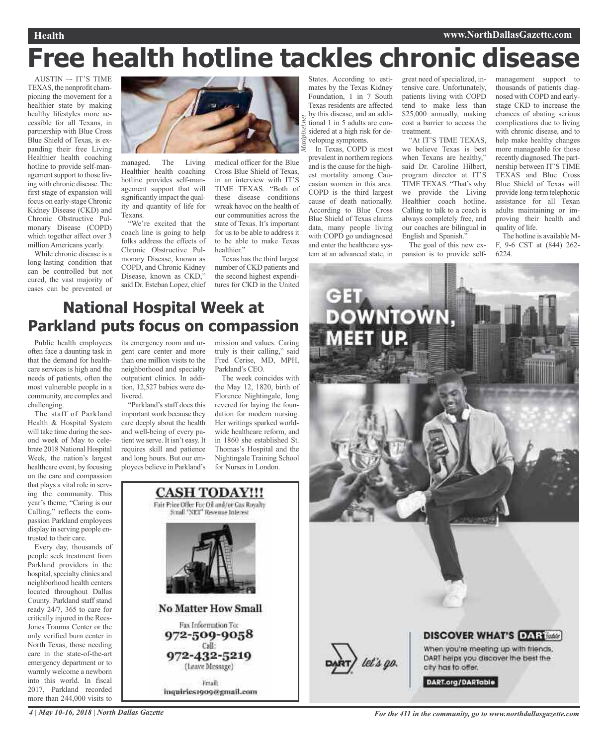# Free health hotline tackles chronic disease

AUSTIN -- IT'S TIME TEXAS, the nonprofit championing the movement for a healthier state by making healthy lifestyles more accessible for all Texans, in partnership with Blue Cross Blue Shield of Texas, is expanding their free Living Healthier health coaching hotline to provide self-management support to those living with chronic disease. The first stage of expansion will focus on early-stage Chronic Kidney Disease (CKD) and Chronic Obstructive Pulmonary Disease (COPD) which together affect over 3 million Americans yearly.

While chronic disease is a long-lasting condition that can be controlled but not cured, the vast majority of cases can be prevented or managed. The Living Healthier health coaching hotline provides self-management support that will significantly impact the quality and quantity of life for Texans.

"We're excited that the coach line is going to help folks address the effects of Chronic Obstructive Pulmonary Disease, known as COPD, and Chronic Kidney Disease, known as CKD," said Dr. Esteban Lopez, chief medical officer for the Blue Cross Blue Shield of Texas, in an interview with IT'S TIME TEXAS. "Both of these disease conditions wreak havoc on the health of our communities across the state of Texas. It's important for us to be able to address it to be able to make Texas healthier."

Texas has the third largest number of CKD patients and the second highest expenditures for CKD in the United States. According to estimates by the Texas Kidney Foundation, 1 in 7 South Texas residents are affected by this disease, and an additional 1 in 5 adults are considered at a high risk for developing symptoms.

In Texas, COPD is most prevalent in northern regions and is the cause for the highest mortality among Caucasian women in this area. COPD is the third largest cause of death nationally. According to Blue Cross Blue Shield of Texas claims data, many people living with COPD go undiagnosed and enter the healthcare system at an advanced state, in great need of specialized, intensive care. Unfortunately, patients living with COPD tend to make less than $25,000 annually, making cost a barrier to access the treatment.

"At IT'S TIME TEXAS, we believe Texas is best when Texans are healthy," said Dr. Caroline Hilbert, program director at IT'S TIME TEXAS. "That's why we provide the Living Healthier coach hotline. Calling to talk to a coach is always completely free, and our coaches are bilingual in English and Spanish."

The goal of this new expansion is to provide self-management support to thousands of patients diagnosed with COPD and early-stage CKD to increase the chances of abating serious complications due to living with chronic disease, and to help make healthy changes more manageable for those recently diagnosed. The partnership between IT'S TIME TEXAS and Blue Cross Blue Shield of Texas will provide long-term telephonic assistance for all Texan adults maintaining or improving their health and quality of life.

The hotline is available M-F, 9-6 CST at (844) 262-6224.

## National Hospital Week at Parkland puts focus on compassion

Public health employees often face a daunting task in that the demand for healthcare services is high and the needs of patients, often the most vulnerable people in a community, are complex and challenging.

The staff of Parkland Health & Hospital System will take time during the second week of May to celebrate 2018 National Hospital Week, the nation's largest healthcare event, by focusing on the care and compassion that plays a vital role in serving the community. This year's theme, "Caring is our Calling," reflects the compassion Parkland employees display in serving people entrusted to their care.

Every day, thousands of people seek treatment from Parkland providers in the hospital, specialty clinics and neighborhood health centers located throughout Dallas County. Parkland staff stand ready 24/7, 365 to care for critically injured in the Rees-Jones Trauma Center or the only verified burn center in North Texas, those needing care in the state-of-the-art emergency department or to warmly welcome a newborn into this world. In fiscal 2017, Parkland recorded more than 244,000 visits to its emergency room and urgent care center and more than one million visits to the neighborhood and specialty outpatient clinics. In addition, 12,527 babies were delivered.

"Parkland's staff does this important work because they care deeply about the health and well-being of every patient we serve. It isn't easy. It requires skill and patience and long hours. But our employees believe in Parkland's mission and values. Caring truly is their calling," said Fred Cerise, MD, MPH, Parkland's CEO.

The week coincides with the May 12, 1820, birth of Florence Nightingale, long revered for laying the foundation for modern nursing. Her writings sparked worldwide healthcare reform, and in 1860 she established St. Thomas's Hospital and the Nightingale Training School for Nurses in London.

**CASH TODAY!!!**

Fair Price Offer For Oil and/or Gas Royalty Small "NET" Revenue Interest

**No Matter How Small**

Fax Information To: 972-509-9058

Call: 972-432-5219 (Leave Message)

Email: inquiries1909@gmail.com

**GET DOWNTOWN, MEET UP.**

DART let's go.

**DISCOVER WHAT'S DARTable**

When you're meeting up with friends, DART helps you discover the best the city has to offer.

DART.org/DARTable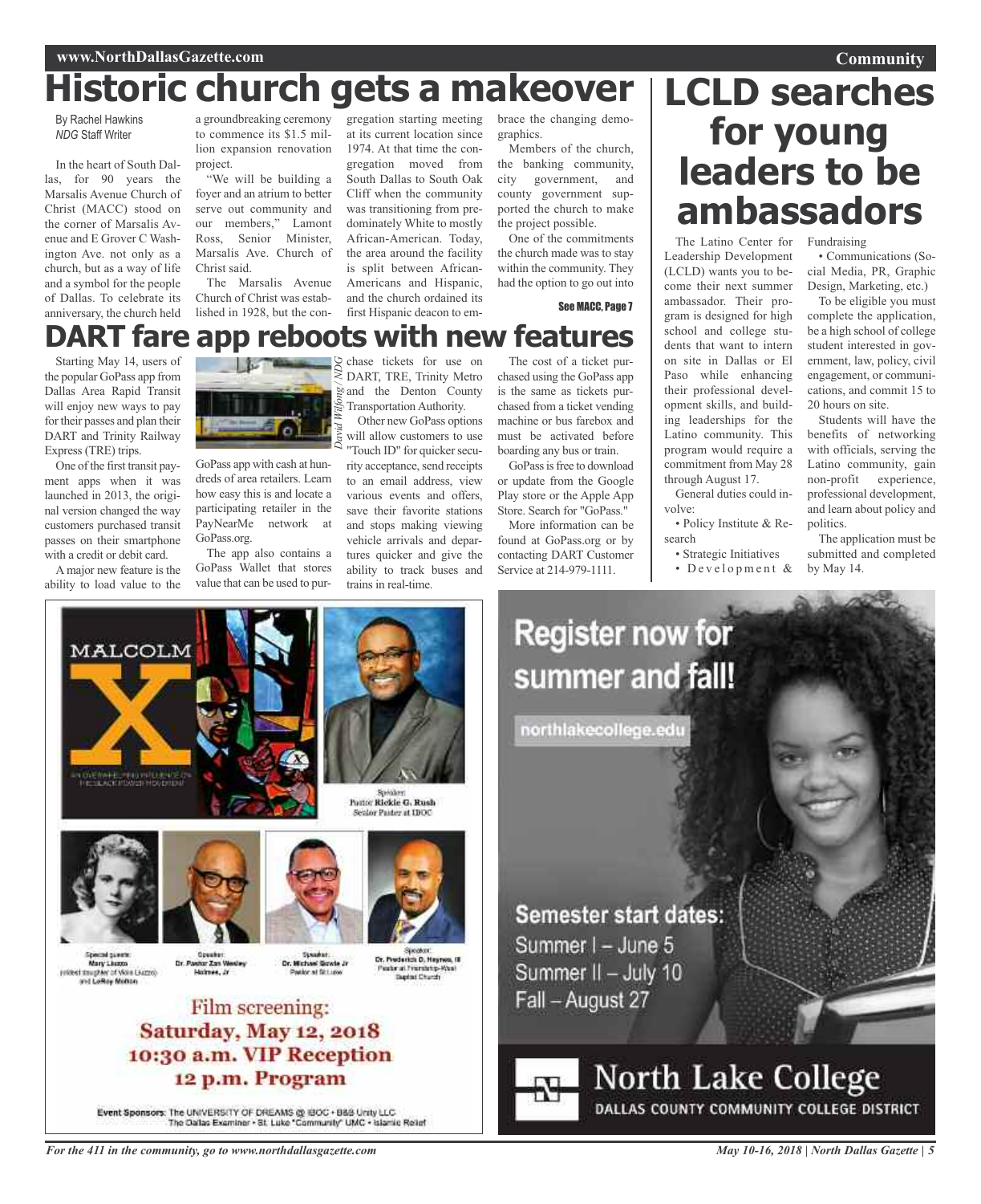# Historic church gets a makeover

By Rachel Hawkins
*NDG* Staff Writer

In the heart of South Dallas, for 90 years the Marsalis Avenue Church of Christ (MACC) stood on the corner of Marsalis Avenue and E Grover C Washington Ave. not only as a church, but as a way of life and a symbol for the people of Dallas. To celebrate its anniversary, the church held a groundbreaking ceremony to commence its $1.5 million expansion renovation project.

"We will be building a foyer and an atrium to better serve out community and our members," Lamont Ross, Senior Minister, Marsalis Ave. Church of Christ said.

The Marsalis Avenue Church of Christ was established in 1928, but the congregation starting meeting at its current location since 1974. At that time the congregation moved from South Dallas to South Oak Cliff when the community was transitioning from predominately White to mostly African-American. Today, the area around the facility is split between African-Americans and Hispanic, and the church ordained its first Hispanic deacon to embrace the changing demographics.

Members of the church, the banking community, city government, and county government supported the church to make the project possible.

One of the commitments the church made was to stay within the community. They had the option to go out into

See MACC, Page 7

# DART fare app reboots with new features

Starting May 14, users of the popular GoPass app from Dallas Area Rapid Transit will enjoy new ways to pay for their passes and plan their DART and Trinity Railway Express (TRE) trips.

One of the first transit payment apps when it was launched in 2013, the original version changed the way customers purchased transit passes on their smartphone with a credit or debit card.

A major new feature is the ability to load value to the GoPass app with cash at hundreds of area retailers. Learn how easy this is and locate a participating retailer in the PayNearMe network at GoPass.org.

*David Wilfong / NDG*

The app also contains a GoPass Wallet that stores value that can be used to purchase tickets for use on DART, TRE, Trinity Metro and the Denton County Transportation Authority.

Other new GoPass options will allow customers to use "Touch ID" for quicker security acceptance, send receipts to an email address, view various events and offers, save their favorite stations and stops making viewing vehicle arrivals and departures quicker and give the ability to track buses and trains in real-time.

The cost of a ticket purchased using the GoPass app is the same as tickets purchased from a ticket vending machine or bus farebox and must be activated before boarding any bus or train.

GoPass is free to download or update from the Google Play store or the Apple App Store. Search for "GoPass."

More information can be found at GoPass.org or by contacting DART Customer Service at 214-979-1111.

# LCLD searches for young leaders to be ambassadors

The Latino Center for Leadership Development (LCLD) wants you to become their next summer ambassador. Their program is designed for high school and college students that want to intern on site in Dallas or El Paso while enhancing their professional development skills, and building leaderships for the Latino community. This program would require a commitment from May 28 through August 17.

General duties could involve:

- Policy Institute & Research
- Strategic Initiatives
- Development & Fundraising
- Communications (Social Media, PR, Graphic Design, Marketing, etc.)

To be eligible you must complete the application, be a high school of college student interested in government, law, policy, civil engagement, or communications, and commit 15 to 20 hours on site.

Students will have the benefits of networking with officials, serving the Latino community, gain non-profit experience, professional development, and learn about policy and politics.

The application must be submitted and completed by May 14.

MALCOLM X

Speaker: Pastor Rickie G. Rush, Senior Pastor at IBOC

Special guests: Mary Liuzzo (eldest daughter of Viola Liuzzo) and LeRoy Moton

Speaker: Dr. Pastor Zan Wesley Holmes, Jr

Speaker: Dr. Michael Bowie Jr, Pastor at St Luke

Speaker: Dr. Frederick D. Haynes, III, Pastor at Friendship-West Baptist Church

Film screening:
**Saturday, May 12, 2018**
**10:30 a.m. VIP Reception**
**12 p.m. Program**

**Event Sponsors:** The UNIVERSITY OF DREAMS @ IBOC • B&B Unity LLC • The Dallas Examiner • St. Luke "Community" UMC • Islamic Relief

**Register now for summer and fall!**

northlakecollege.edu

**Semester start dates:**
Summer I – June 5
Summer II – July 10
Fall – August 27

North Lake College
DALLAS COUNTY COMMUNITY COLLEGE DISTRICT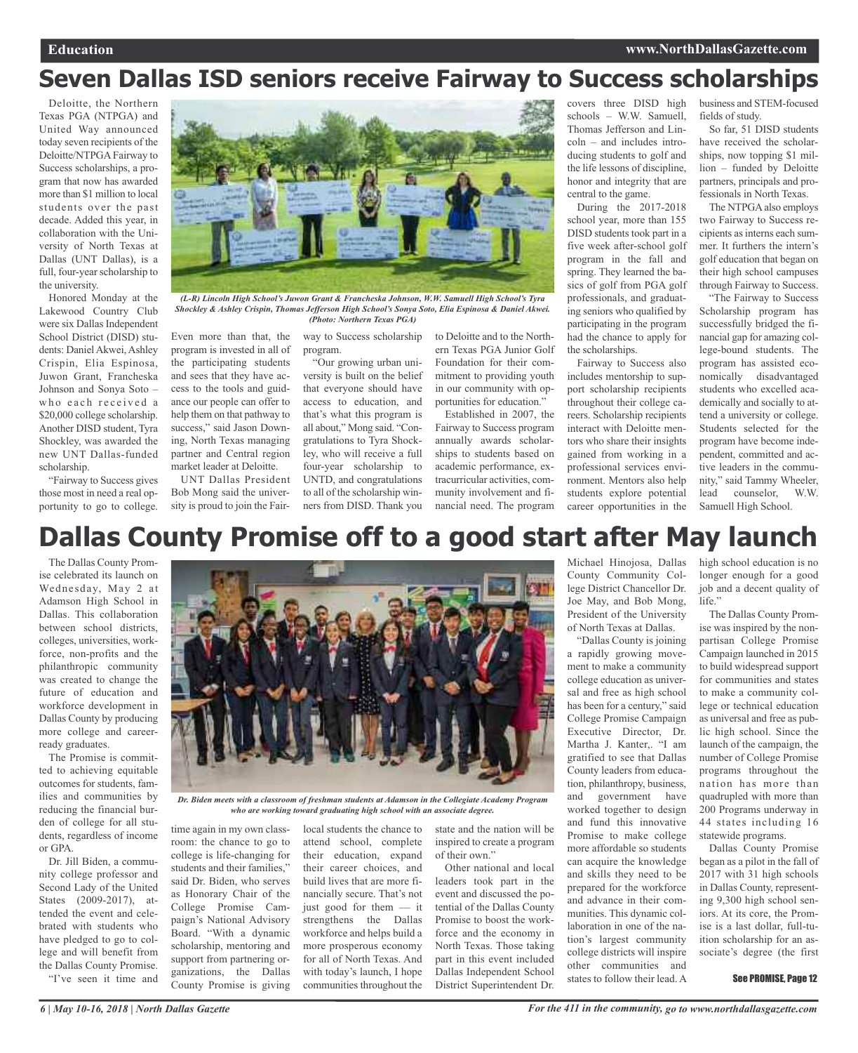# Seven Dallas ISD seniors receive Fairway to Success scholarships

Deloitte, the Northern Texas PGA (NTPGA) and United Way announced today seven recipients of the Deloitte/NTPGA Fairway to Success scholarships, a program that now has awarded more than $1 million to local students over the past decade. Added this year, in collaboration with the University of North Texas at Dallas (UNT Dallas), is a full, four-year scholarship to the university.

Honored Monday at the Lakewood Country Club were six Dallas Independent School District (DISD) students: Daniel Akwei, Ashley Crispin, Elia Espinosa, Juwon Grant, Francheska Johnson and Sonya Soto – who each received a $20,000 college scholarship. Another DISD student, Tyra Shockley, was awarded the new UNT Dallas-funded scholarship.

*(L-R) Lincoln High School's Juwon Grant & Francheska Johnson, W.W. Samuell High School's Tyra Shockley & Ashley Crispin, Thomas Jefferson High School's Sonya Soto, Elia Espinosa & Daniel Akwei. (Photo: Northern Texas PGA)*

"Fairway to Success gives those most in need a real opportunity to go to college. Even more than that, the program is invested in all of the participating students and sees that they have access to the tools and guidance our people can offer to help them on that pathway to success," said Jason Downing, North Texas managing partner and Central region market leader at Deloitte.

UNT Dallas President Bob Mong said the university is proud to join the Fairway to Success scholarship program.

"Our growing urban university is built on the belief that everyone should have access to education, and that's what this program is all about," Mong said. "Congratulations to Tyra Shockley, who will receive a full four-year scholarship to UNTD, and congratulations to all of the scholarship winners from DISD. Thank you to Deloitte and to the Northern Texas PGA Junior Golf Foundation for their commitment to providing youth in our community with opportunities for education."

Established in 2007, the Fairway to Success program annually awards scholarships to students based on academic performance, extracurricular activities, community involvement and financial need. The program covers three DISD high schools – W.W. Samuell, Thomas Jefferson and Lincoln – and includes introducing students to golf and the life lessons of discipline, honor and integrity that are central to the game.

During the 2017-2018 school year, more than 155 DISD students took part in a five week after-school golf program in the fall and spring. They learned the basics of golf from PGA golf professionals, and graduating seniors who qualified by participating in the program had the chance to apply for the scholarships.

Fairway to Success also includes mentorship to support scholarship recipients throughout their college careers. Scholarship recipients interact with Deloitte mentors who share their insights gained from working in a professional services environment. Mentors also help students explore potential career opportunities in the business and STEM-focused fields of study.

So far, 51 DISD students have received the scholarships, now topping $1 million – funded by Deloitte partners, principals and professionals in North Texas.

The NTPGA also employs two Fairway to Success recipients as interns each summer. It furthers the intern's golf education that began on their high school campuses through Fairway to Success.

"The Fairway to Success Scholarship program has successfully bridged the financial gap for amazing college-bound students. The program has assisted economically disadvantaged students who excelled academically and socially to attend a university or college. Students selected for the program have become independent, committed and active leaders in the community," said Tammy Wheeler, lead counselor, W.W. Samuell High School.

# Dallas County Promise off to a good start after May launch

The Dallas County Promise celebrated its launch on Wednesday, May 2 at Adamson High School in Dallas. This collaboration between school districts, colleges, universities, workforce, non-profits and the philanthropic community was created to change the future of education and workforce development in Dallas County by producing more college and career-ready graduates.

The Promise is committed to achieving equitable outcomes for students, families and communities by reducing the financial burden of college for all students, regardless of income or GPA.

*Dr. Biden meets with a classroom of freshman students at Adamson in the Collegiate Academy Program who are working toward graduating high school with an associate degree.*

Dr. Jill Biden, a community college professor and Second Lady of the United States (2009-2017), attended the event and celebrated with students who have pledged to go to college and will benefit from the Dallas County Promise.

"I've seen it time and time again in my own classroom: the chance to go to college is life-changing for students and their families," said Dr. Biden, who serves as Honorary Chair of the College Promise Campaign's National Advisory Board. "With a dynamic scholarship, mentoring and support from partnering organizations, the Dallas County Promise is giving local students the chance to attend school, complete their education, expand their career choices, and build lives that are more financially secure. That's not just good for them — it strengthens the Dallas workforce and helps build a more prosperous economy for all of North Texas. And with today's launch, I hope communities throughout the state and the nation will be inspired to create a program of their own."

Other national and local leaders took part in the event and discussed the potential of the Dallas County Promise to boost the workforce and the economy in North Texas. Those taking part in this event included Dallas Independent School District Superintendent Dr. Michael Hinojosa, Dallas County Community College District Chancellor Dr. Joe May, and Bob Mong, President of the University of North Texas at Dallas.

"Dallas County is joining a rapidly growing movement to make a community college education as universal and free as high school has been for a century," said College Promise Campaign Executive Director, Dr. Martha J. Kanter,. "I am gratified to see that Dallas County leaders from education, philanthropy, business, and government have worked together to design and fund this innovative Promise to make college more affordable so students can acquire the knowledge and skills they need to be prepared for the workforce and advance in their communities. This dynamic collaboration in one of the nation's largest community college districts will inspire other communities and states to follow their lead. A high school education is no longer enough for a good job and a decent quality of life."

The Dallas County Promise was inspired by the nonpartisan College Promise Campaign launched in 2015 to build widespread support for communities and states to make a community college or technical education as universal and free as public high school. Since the launch of the campaign, the number of College Promise programs throughout the nation has more than quadrupled with more than 200 Programs underway in 44 states including 16 statewide programs.

Dallas County Promise began as a pilot in the fall of 2017 with 31 high schools in Dallas County, representing 9,300 high school seniors. At its core, the Promise is a last dollar, full-tuition scholarship for an associate's degree (the first

See PROMISE, Page 12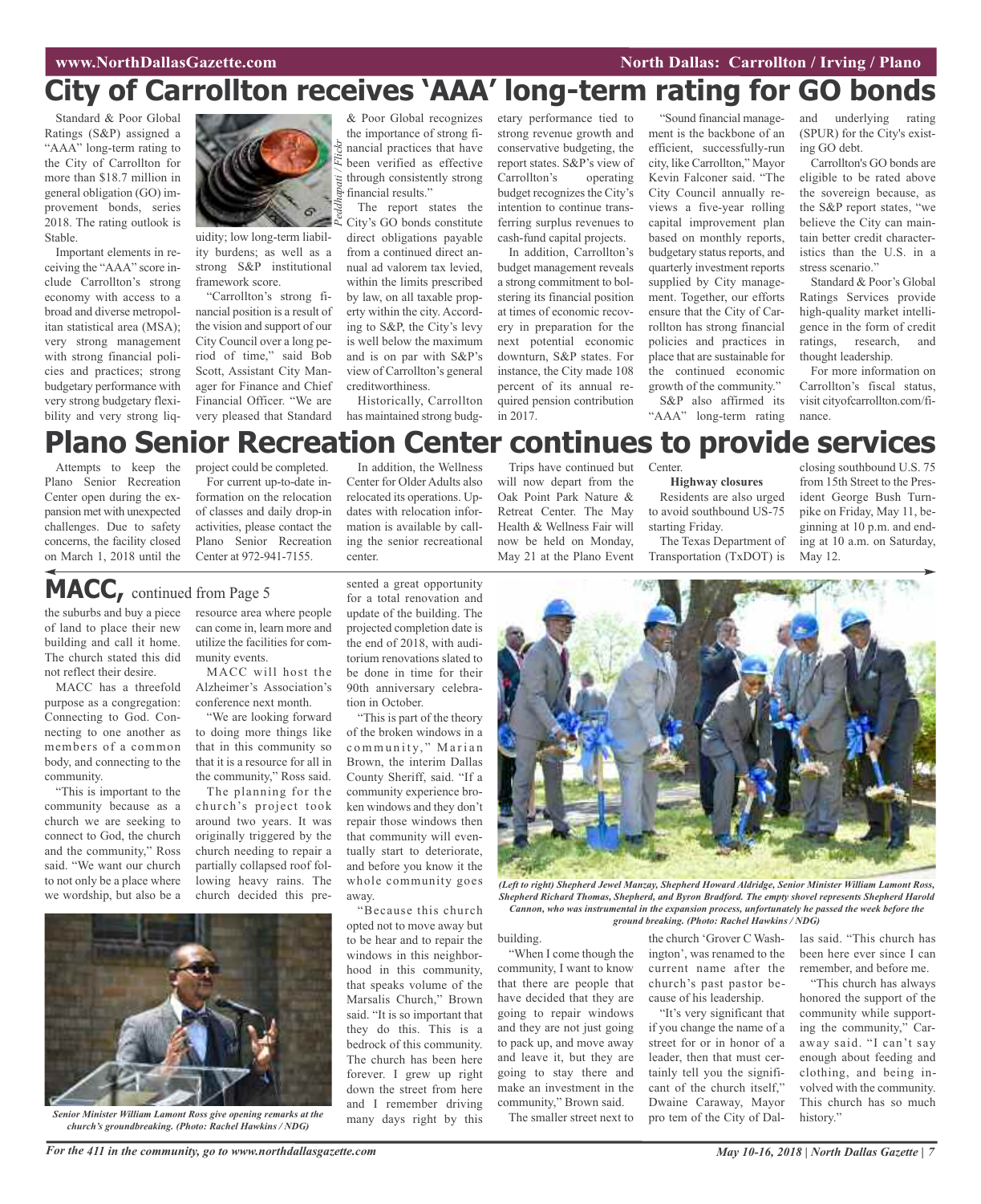# City of Carrollton receives 'AAA' long-term rating for GO bonds

Standard & Poor Global Ratings (S&P) assigned a "AAA" long-term rating to the City of Carrollton for more than $18.7 million in general obligation (GO) improvement bonds, series 2018. The rating outlook is Stable.

Important elements in receiving the "AAA" score include Carrollton's strong economy with access to a broad and diverse metropolitan statistical area (MSA); very strong management with strong financial policies and practices; strong budgetary performance with very strong budgetary flexibility and very strong liquidity; low long-term liability burdens; as well as a strong S&P institutional framework score.

Peddhapati / Flickr

"Carrollton's strong financial position is a result of the vision and support of our City Council over a long period of time," said Bob Scott, Assistant City Manager for Finance and Chief Financial Officer. "We are very pleased that Standard & Poor Global recognizes the importance of strong financial practices that have been verified as effective through consistently strong financial results."

The report states the City's GO bonds constitute direct obligations payable from a continued direct annual ad valorem tax levied, within the limits prescribed by law, on all taxable property within the city. According to S&P, the City's levy is well below the maximum and is on par with S&P's view of Carrollton's general creditworthiness.

Historically, Carrollton has maintained strong budgetary performance tied to strong revenue growth and conservative budgeting, the report states. S&P's view of Carrollton's operating budget recognizes the City's intention to continue transferring surplus revenues to cash-fund capital projects.

In addition, Carrollton's budget management reveals a strong commitment to bolstering its financial position at times of economic recovery in preparation for the next potential economic downturn, S&P states. For instance, the City made 108 percent of its annual required pension contribution in 2017.

"Sound financial management is the backbone of an efficient, successfully-run city, like Carrollton," Mayor Kevin Falconer said. "The City Council annually reviews a five-year rolling capital improvement plan based on monthly reports, budgetary status reports, and quarterly investment reports supplied by City management. Together, our efforts ensure that the City of Carrollton has strong financial policies and practices in place that are sustainable for the continued economic growth of the community."

S&P also affirmed its "AAA" long-term rating and underlying rating (SPUR) for the City's existing GO debt.

Carrollton's GO bonds are eligible to be rated above the sovereign because, as the S&P report states, "we believe the City can maintain better credit characteristics than the U.S. in a stress scenario."

Standard & Poor's Global Ratings Services provide high-quality market intelligence in the form of credit ratings, research, and thought leadership.

For more information on Carrollton's fiscal status, visit cityofcarrollton.com/finance.

# Plano Senior Recreation Center continues to provide services

Attempts to keep the Plano Senior Recreation Center open during the expansion met with unexpected challenges. Due to safety concerns, the facility closed on March 1, 2018 until the project could be completed.

For current up-to-date information on the relocation of classes and daily drop-in activities, please contact the Plano Senior Recreation Center at 972-941-7155.

In addition, the Wellness Center for Older Adults also relocated its operations. Updates with relocation information is available by calling the senior recreational center.

Trips have continued but will now depart from the Oak Point Park Nature & Retreat Center. The May Health & Wellness Fair will now be held on Monday, May 21 at the Plano Event Center.

**Highway closures**

Residents are also urged to avoid southbound US-75 starting Friday.

The Texas Department of Transportation (TxDOT) is closing southbound U.S. 75 from 15th Street to the President George Bush Turnpike on Friday, May 11, beginning at 10 p.m. and ending at 10 a.m. on Saturday, May 12.

# MACC, continued from Page 5

the suburbs and buy a piece of land to place their new building and call it home. The church stated this did not reflect their desire.

MACC has a threefold purpose as a congregation: Connecting to God. Connecting to one another as members of a common body, and connecting to the community.

"This is important to the community because as a church we are seeking to connect to God, the church and the community," Ross said. "We want our church to not only be a place where we wordship, but also be a resource area where people can come in, learn more and utilize the facilities for community events.

MACC will host the Alzheimer's Association's conference next month.

"We are looking forward to doing more things like that in this community so that it is a resource for all in the community," Ross said.

The planning for the church's project took around two years. It was originally triggered by the church needing to repair a partially collapsed roof following heavy rains. The church decided this presented a great opportunity for a total renovation and update of the building. The projected completion date is the end of 2018, with auditorium renovations slated to be done in time for their 90th anniversary celebration in October.

"This is part of the theory of the broken windows in a community," Marian Brown, the interim Dallas County Sheriff, said. "If a community experience broken windows and they don't repair those windows then that community will eventually start to deteriorate, and before you know it the whole community goes away.

"Because this church opted not to move away but to be hear and to repair the windows in this neighborhood in this community, that speaks volume of the Marsalis Church," Brown said. "It is so important that they do this. This is a bedrock of this community. The church has been here forever. I grew up right down the street from here and I remember driving many days right by this building.

"When I come though the community, I want to know that there are people that have decided that they are going to repair windows and they are not just going to pack up, and move away and leave it, but they are going to stay there and make an investment in the community," Brown said.

The smaller street next to the church 'Grover C Washington', was renamed to the current name after the church's past pastor because of his leadership.

"It's very significant that if you change the name of a street for or in honor of a leader, then that must certainly tell you the significant of the church itself," Dwaine Caraway, Mayor pro tem of the City of Dallas said. "This church has been here ever since I can remember, and before me.

"This church has always honored the support of the community while supporting the community," Caraway said. "I can't say enough about feeding and clothing, and being involved with the community. This church has so much history."

*Senior Minister William Lamont Ross give opening remarks at the church's groundbreaking. (Photo: Rachel Hawkins / NDG)*

*(Left to right) Shepherd Jewel Manzay, Shepherd Howard Aldridge, Senior Minister William Lamont Ross, Shepherd Richard Thomas, Shepherd, and Byron Bradford. The empty shovel represents Shepherd Harold Cannon, who was instrumental in the expansion process, unfortunately he passed the week before the ground breaking. (Photo: Rachel Hawkins / NDG)*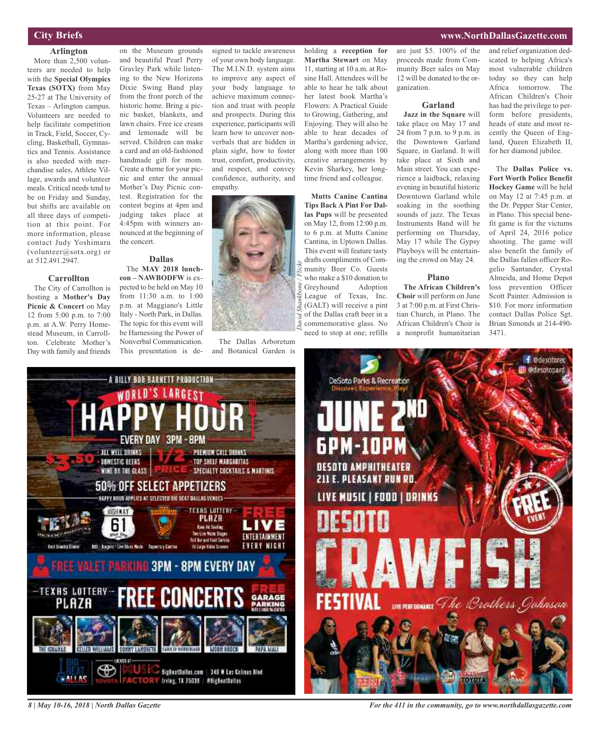## City Briefs

### Arlington

More than 2,500 volunteers are needed to help with the **Special Olympics Texas (SOTX)** from May 25-27 at The University of Texas – Arlington campus. Volunteers are needed to help facilitate competition in Track, Field, Soccer, Cycling, Basketball, Gymnastics and Tennis. Assistance is also needed with merchandise sales, Athlete Village, awards and volunteer meals. Critical needs tend to be on Friday and Sunday, but shifts are available on all three days of competition at this point. For more information, please contact Judy Yoshimaru (volunteer@sotx.org) or at 512.491.2947.

### Carrollton

The City of Carrollton is hosting a **Mother's Day Picnic & Concert** on May 12 from 5:00 p.m. to 7:00 p.m. at A.W. Perry Homestead Museum, in Carrollton. Celebrate Mother's Day with family and friends on the Museum grounds and beautiful Pearl Perry Gravley Park while listening to the New Horizons Dixie Swing Band play from the front porch of the historic home. Bring a picnic basket, blankets, and lawn chairs. Free ice cream and lemonade will be served. Children can make a card and an old-fashioned handmade gift for mom. Create a theme for your picnic and enter the annual Mother's Day Picnic contest. Registration for the contest begins at 4pm and judging takes place at 4:45pm with winners announced at the beginning of the concert.

### Dallas

The **MAY 2018 luncheon – NAWBODFW** is expected to be held on May 10 from 11:30 a.m. to 1:00 p.m. at Maggiano's Little Italy - North Park, in Dallas. The topic for this event will be Harnessing the Power of Nonverbal Communication. This presentation is designed to tackle awareness of your own body language. The M.I.N.D. system aims to improve any aspect of your body language to achieve maximum connection and trust with people and prospects. During this experience, participants will learn how to uncover nonverbals that are hidden in plain sight, how to foster trust, comfort, productivity, and respect, and convey confidence, authority, and empathy.

*David Shankbone / Flickr*

The Dallas Arboretum and Botanical Garden is holding a **reception for Martha Stewart** on May 11, starting at 10 a.m. at Rosine Hall. Attendees will be able to hear her talk about her latest book Martha's Flowers: A Practical Guide to Growing, Gathering, and Enjoying. They will also be able to hear decades of Martha's gardening advice, along with more than 100 creative arrangements by Kevin Sharkey, her longtime friend and colleague.

**Mutts Canine Cantina Tips Back A Pint For Dallas Pups** will be presented on May 12, from 12:00 p.m. to 6 p.m. at Mutts Canine Cantina, in Uptown Dallas. This event will feature tasty drafts compliments of Community Beer Co. Guests who make a $10 donation to Greyhound Adoption League of Texas, Inc. (GALT) will receive a pint of the Dallas craft beer in a commemorative glass. No need to stop at one; refills are just $5. 100% of the proceeds made from Community Beer sales on May 12 will be donated to the organization.

### Garland

**Jazz in the Square** will take place on May 17 and 24 from 7 p.m. to 9 p.m. in the Downtown Garland Square, in Garland. It will take place at Sixth and Main street. You can experience a laidback, relaxing evening in beautiful historic Downtown Garland while soaking in the soothing sounds of jazz. The Texas Instruments Band will be performing on Thursday, May 17 while The Gypsy Playboys will be entertaining the crowd on May 24.

### Plano

**The African Children's Choir** will perform on June 3 at 7:00 p.m. at First Christian Church, in Plano. The African Children's Choir is a nonprofit humanitarian and relief organization dedicated to helping Africa's most vulnerable children today so they can help Africa tomorrow. The African Children's Choir has had the privilege to perform before presidents, heads of state and most recently the Queen of England, Queen Elizabeth II, for her diamond jubilee.

The **Dallas Police vs. Fort Worth Police Benefit Hockey Game** will be held on May 12 at 7:45 p.m. at the Dr. Pepper Star Center, in Plano. This special benefit game is for the victums of April 24, 2016 police shooting. The game will also benefit the family of the Dallas fallen officer Rogelio Santander, Crystal Almeida, and Home Depot loss prevention Officer Scott Painter. Admission is $10. For more information contact Dallas Police Sgt. Brian Simonds at 214-490-3471.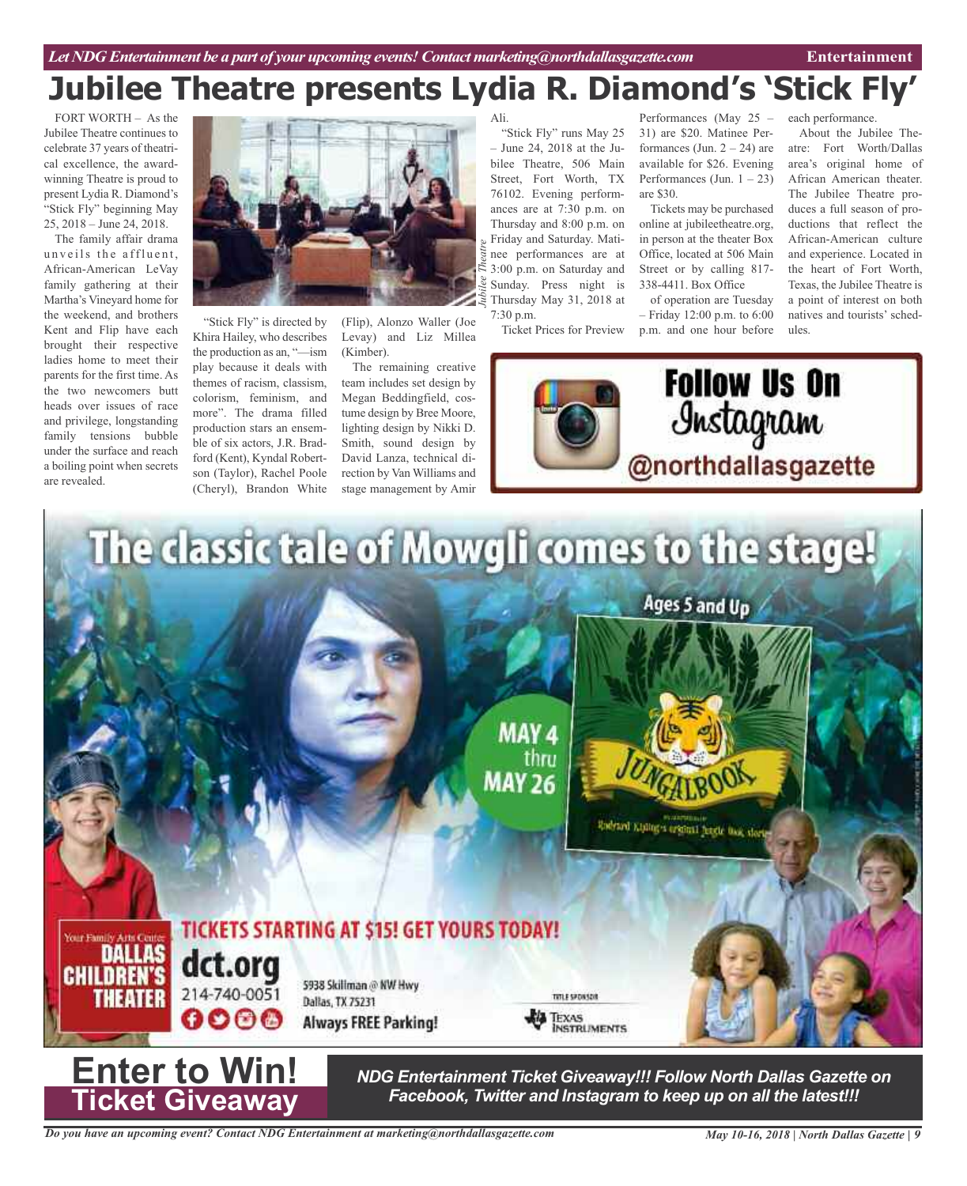# Jubilee Theatre presents Lydia R. Diamond's 'Stick Fly'

FORT WORTH – As the Jubilee Theatre continues to celebrate 37 years of theatrical excellence, the award-winning Theatre is proud to present Lydia R. Diamond's "Stick Fly" beginning May 25, 2018 – June 24, 2018.

The family affair drama unveils the affluent, African-American LeVay family gathering at their Martha's Vineyard home for the weekend, and brothers Kent and Flip have each brought their respective ladies home to meet their parents for the first time. As the two newcomers butt heads over issues of race and privilege, longstanding family tensions bubble under the surface and reach a boiling point when secrets are revealed.

*Jubilee Theatre*

"Stick Fly" is directed by Khira Hailey, who describes the production as an, "—ism play because it deals with themes of racism, classism, colorism, feminism, and more". The drama filled production stars an ensemble of six actors, J.R. Bradford (Kent), Kyndal Robertson (Taylor), Rachel Poole (Cheryl), Brandon White (Flip), Alonzo Waller (Joe Levay) and Liz Millea (Kimber).

The remaining creative team includes set design by Megan Beddingfield, costume design by Bree Moore, lighting design by Nikki D. Smith, sound design by David Lanza, technical direction by Van Williams and stage management by Amir Ali.

"Stick Fly" runs May 25 – June 24, 2018 at the Jubilee Theatre, 506 Main Street, Fort Worth, TX 76102. Evening performances are at 7:30 p.m. on Thursday and 8:00 p.m. on Friday and Saturday. Matinee performances are at 3:00 p.m. on Saturday and Sunday. Press night is Thursday May 31, 2018 at 7:30 p.m.

Ticket Prices for Preview Performances (May 25 – 31) are $20. Matinee Performances (Jun. 2 – 24) are available for $26. Evening Performances (Jun. 1 – 23) are $30.

Tickets may be purchased online at jubileetheatre.org, in person at the theater Box Office, located at 506 Main Street or by calling 817-338-4411. Box Office of operation are Tuesday – Friday 12:00 p.m. to 6:00 p.m. and one hour before each performance.

About the Jubilee Theatre: Fort Worth/Dallas area's original home of African American theater. The Jubilee Theatre produces a full season of productions that reflect the African-American culture and experience. Located in the heart of Fort Worth, Texas, the Jubilee Theatre is a point of interest on both natives and tourists' schedules.

**Follow Us On Instagram @northdallasgazette**

## The classic tale of Mowgli comes to the stage!

Ages 5 and Up

MAY 4 thru MAY 26

JUNGALBOOK

Rudyard Kipling's original Jungle Book stories

TICKETS STARTING AT $15! GET YOURS TODAY!

Your Family Arts Center DALLAS CHILDREN'S THEATER

dct.org
214-740-0051

5938 Skillman @ NW Hwy
Dallas, TX 75231
**Always FREE Parking!**

TITLE SPONSOR Texas Instruments

## Enter to Win! Ticket Giveaway

***NDG Entertainment Ticket Giveaway!!! Follow North Dallas Gazette on Facebook, Twitter and Instagram to keep up on all the latest!!!***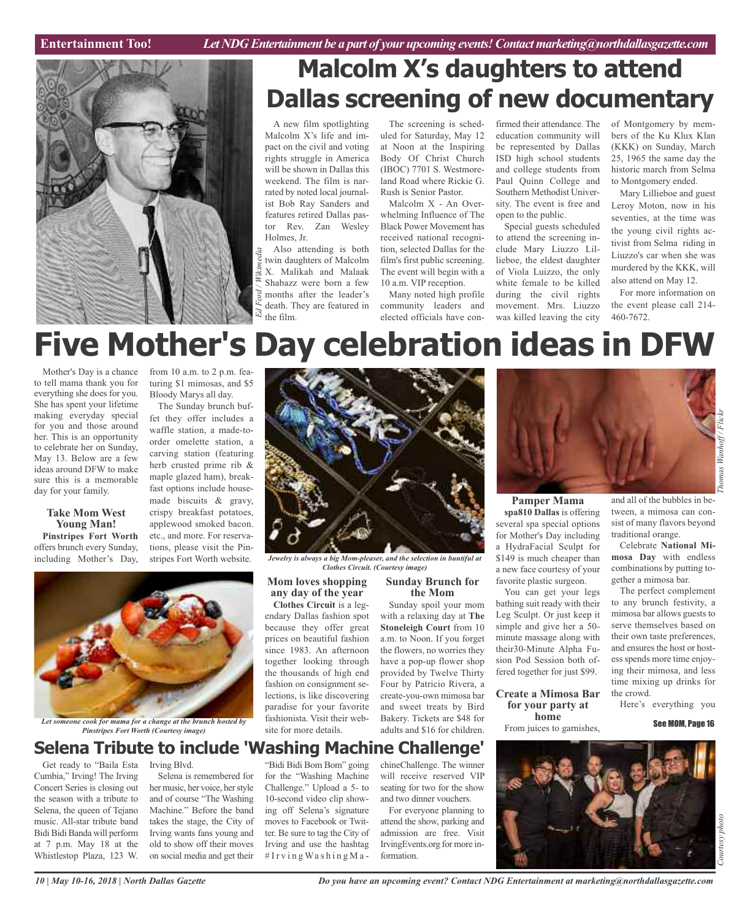# Malcolm X's daughters to attend Dallas screening of new documentary

A new film spotlighting Malcolm X's life and impact on the civil and voting rights struggle in America will be shown in Dallas this weekend. The film is narrated by noted local journalist Bob Ray Sanders and features retired Dallas pastor Rev. Zan Wesley Holmes, Jr.

Also attending is both twin daughters of Malcolm X. Malikah and Malaak Shabazz were born a few months after the leader's death. They are featured in the film.

*Ed Ford / Wikimedia*

The screening is scheduled for Saturday, May 12 at Noon at the Inspiring Body Of Christ Church (IBOC) 7701 S. Westmoreland Road where Rickie G. Rush is Senior Pastor.

Malcolm X - An Overwhelming Influence of The Black Power Movement has received national recognition, selected Dallas for the film's first public screening. The event will begin with a 10 a.m. VIP reception.

Many noted high profile community leaders and elected officials have confirmed their attendance. The education community will be represented by Dallas ISD high school students and college students from Paul Quinn College and Southern Methodist University. The event is free and open to the public.

Special guests scheduled to attend the screening include Mary Liuzzo Lillieboe, the eldest daughter of Viola Luizzo, the only white female to be killed during the civil rights movement. Mrs. Liuzzo was killed leaving the city of Montgomery by members of the Ku Klux Klan (KKK) on Sunday, March 25, 1965 the same day the historic march from Selma to Montgomery ended.

Mary Lillieboe and guest Leroy Moton, now in his seventies, at the time was the young civil rights activist from Selma riding in Liuzzo's car when she was murdered by the KKK, will also attend on May 12.

For more information on the event please call 214-460-7672.

# Five Mother's Day celebration ideas in DFW

Mother's Day is a chance to tell mama thank you for everything she does for you. She has spent your lifetime making everyday special for you and those around her. This is an opportunity to celebrate her on Sunday, May 13. Below are a few ideas around DFW to make sure this is a memorable day for your family.

### Take Mom West Young Man!

**Pinstripes Fort Worth** offers brunch every Sunday, including Mother's Day, from 10 a.m. to 2 p.m. featuring $1 mimosas, and $5 Bloody Marys all day.

The Sunday brunch buffet they offer includes a waffle station, a made-to-order omelette station, a carving station (featuring herb crusted prime rib & maple glazed ham), breakfast options include house-made biscuits & gravy, crispy breakfast potatoes, applewood smoked bacon. etc., and more. For reservations, please visit the Pinstripes Fort Worth website.

*Let someone cook for mama for a change at the brunch hosted by Pinstripes Fort Worth (Courtesy image)*

*Jewelry is always a big Mom-pleaser, and the selection in buntiful at Clothes Circuit. (Courtesy image)*

### Mom loves shopping any day of the year

**Clothes Circuit** is a legendary Dallas fashion spot because they offer great prices on beautiful fashion since 1983. An afternoon together looking through the thousands of high end fashion on consignment selections, is like discovering paradise for your favorite fashionista. Visit their website for more details.

### Sunday Brunch for the Mom

Sunday spoil your mom with a relaxing day at **The Stoneleigh Court** from 10 a.m. to Noon. If you forget the flowers, no worries they have a pop-up flower shop provided by Twelve Thirty Four by Patricio Rivera, a create-you-own mimosa bar and sweet treats by Bird Bakery. Tickets are $48 for adults and $16 for children.

*Thomas Wanhoff / Flickr*

### Pamper Mama

**spa810 Dallas** is offering several spa special options for Mother's Day including a HydraFacial Sculpt for $149 is much cheaper than a new face courtesy of your favorite plastic surgeon.

You can get your legs bathing suit ready with their Leg Sculpt. Or just keep it simple and give her a 50-minute massage along with their30-Minute Alpha Fusion Pod Session both offered together for just $99.

### Create a Mimosa Bar for your party at home

From juices to garnishes, and all of the bubbles in between, a mimosa can consist of many flavors beyond traditional orange.

Celebrate **National Mimosa Day** with endless combinations by putting together a mimosa bar.

The perfect complement to any brunch festivity, a mimosa bar allows guests to serve themselves based on their own taste preferences, and ensures the host or hostess spends more time enjoying their mimosa, and less time mixing up drinks for the crowd.

Here's everything you

See MOM, Page 16

## Selena Tribute to include 'Washing Machine Challenge'

Get ready to "Baila Esta Cumbia," Irving! The Irving Concert Series is closing out the season with a tribute to Selena, the queen of Tejano music. All-star tribute band Bidi Bidi Banda will perform at 7 p.m. May 18 at the Whistlestop Plaza, 123 W. Irving Blvd.

Selena is remembered for her music, her voice, her style and of course "The Washing Machine." Before the band takes the stage, the City of Irving wants fans young and old to show off their moves on social media and get their "Bidi Bidi Bom Bom" going for the "Washing Machine Challenge." Upload a 5- to 10-second video clip showing off Selena's signature moves to Facebook or Twitter. Be sure to tag the City of Irving and use the hashtag #IrvingWashingMachineChallenge. The winner will receive reserved VIP seating for two for the show and two dinner vouchers.

For everyone planning to attend the show, parking and admission are free. Visit IrvingEvents.org for more information.

*Courtesy photo*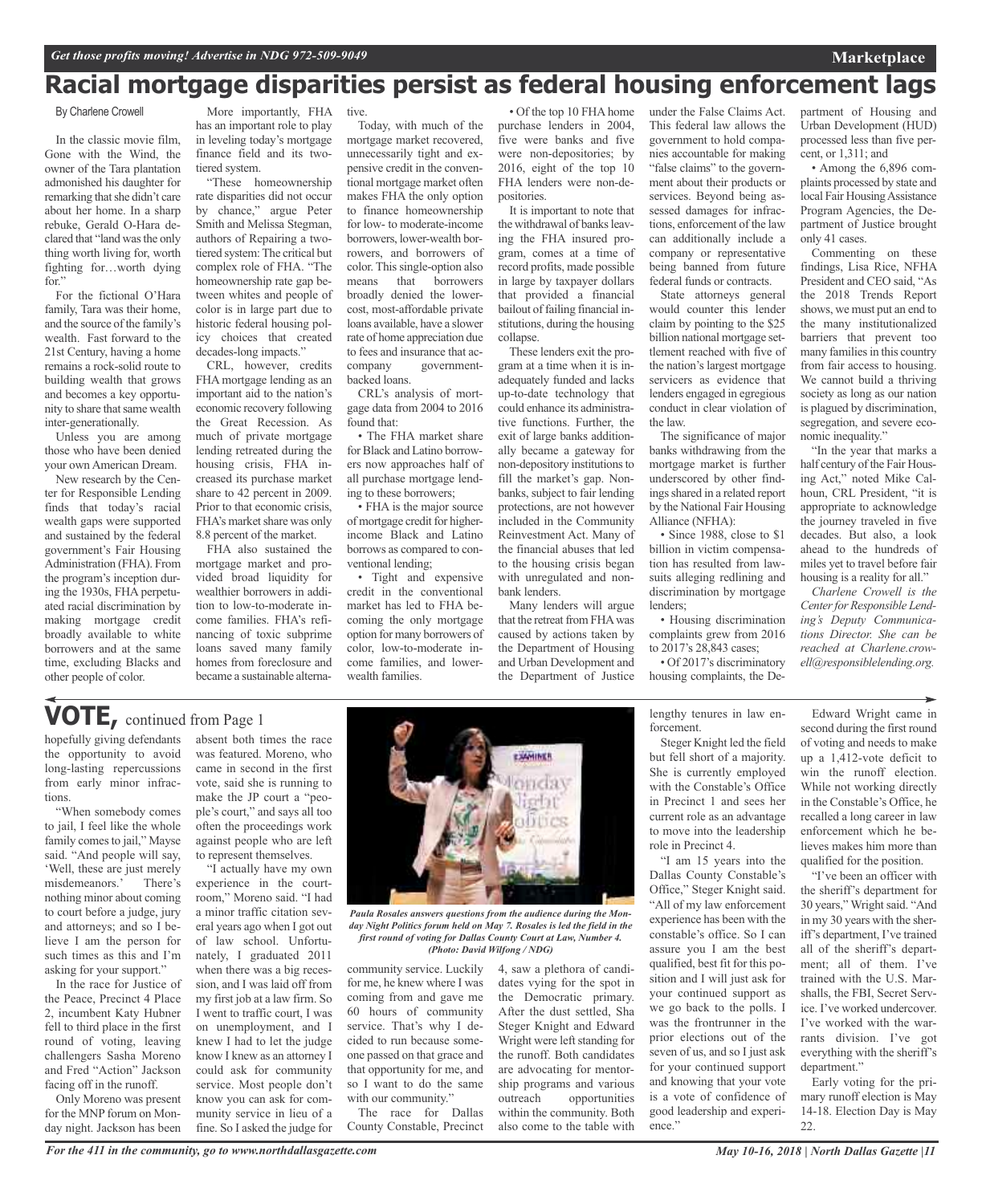# Racial mortgage disparities persist as federal housing enforcement lags

By Charlene Crowell

In the classic movie film, Gone with the Wind, the owner of the Tara plantation admonished his daughter for remarking that she didn't care about her home. In a sharp rebuke, Gerald O-Hara declared that "land was the only thing worth living for, worth fighting for…worth dying for."

For the fictional O'Hara family, Tara was their home, and the source of the family's wealth. Fast forward to the 21st Century, having a home remains a rock-solid route to building wealth that grows and becomes a key opportunity to share that same wealth inter-generationally.

Unless you are among those who have been denied your own American Dream.

New research by the Center for Responsible Lending finds that today's racial wealth gaps were supported and sustained by the federal government's Fair Housing Administration (FHA). From the program's inception during the 1930s, FHA perpetuated racial discrimination by making mortgage credit broadly available to white borrowers and at the same time, excluding Blacks and other people of color.

More importantly, FHA has an important role to play in leveling today's mortgage finance field and its two-tiered system.

"These homeownership rate disparities did not occur by chance," argue Peter Smith and Melissa Stegman, authors of Repairing a two-tiered system: The critical but complex role of FHA. "The homeownership rate gap between whites and people of color is in large part due to historic federal housing policy choices that created decades-long impacts."

CRL, however, credits FHA mortgage lending as an important aid to the nation's economic recovery following the Great Recession. As much of private mortgage lending retreated during the housing crisis, FHA increased its purchase market share to 42 percent in 2009. Prior to that economic crisis, FHA's market share was only 8.8 percent of the market.

FHA also sustained the mortgage market and provided broad liquidity for wealthier borrowers in addition to low-to-moderate income families. FHA's refinancing of toxic subprime loans saved many family homes from foreclosure and became a sustainable alternative.

Today, with much of the mortgage market recovered, unnecessarily tight and expensive credit in the conventional mortgage market often makes FHA the only option to finance homeownership for low- to moderate-income borrowers, lower-wealth borrowers, and borrowers of color. This single-option also means that borrowers broadly denied the lower-cost, most-affordable private loans available, have a slower rate of home appreciation due to fees and insurance that accompany government-backed loans.

CRL's analysis of mortgage data from 2004 to 2016 found that:

- The FHA market share for Black and Latino borrowers now approaches half of all purchase mortgage lending to these borrowers;
- FHA is the major source of mortgage credit for higher-income Black and Latino borrows as compared to conventional lending;
- Tight and expensive credit in the conventional market has led to FHA becoming the only mortgage option for many borrowers of color, low-to-moderate income families, and lower-wealth families.
- Of the top 10 FHA home purchase lenders in 2004, five were banks and five were non-depositories; by 2016, eight of the top 10 FHA lenders were non-depositories.

It is important to note that the withdrawal of banks leaving the FHA insured program, comes at a time of record profits, made possible in large by taxpayer dollars that provided a financial bailout of failing financial institutions, during the housing collapse.

These lenders exit the program at a time when it is inadequately funded and lacks up-to-date technology that could enhance its administrative functions. Further, the exit of large banks additionally became a gateway for non-depository institutions to fill the market's gap. Nonbanks, subject to fair lending protections, are not however included in the Community Reinvestment Act. Many of the financial abuses that led to the housing crisis began with unregulated and nonbank lenders.

Many lenders will argue that the retreat from FHA was caused by actions taken by the Department of Housing and Urban Development and the Department of Justice under the False Claims Act. This federal law allows the government to hold companies accountable for making "false claims" to the government about their products or services. Beyond being assessed damages for infractions, enforcement of the law can additionally include a company or representative being banned from future federal funds or contracts.

State attorneys general would counter this lender claim by pointing to the $25 billion national mortgage settlement reached with five of the nation's largest mortgage servicers as evidence that lenders engaged in egregious conduct in clear violation of the law.

The significance of major banks withdrawing from the mortgage market is further underscored by other findings shared in a related report by the National Fair Housing Alliance (NFHA):

- Since 1988, close to $1 billion in victim compensation has resulted from lawsuits alleging redlining and discrimination by mortgage lenders;
- Housing discrimination complaints grew from 2016 to 2017's 28,843 cases;
- Of 2017's discriminatory housing complaints, the Department of Housing and Urban Development (HUD) processed less than five percent, or 1,311; and
- Among the 6,896 complaints processed by state and local Fair Housing Assistance Program Agencies, the Department of Justice brought only 41 cases.

Commenting on these findings, Lisa Rice, NFHA President and CEO said, "As the 2018 Trends Report shows, we must put an end to the many institutionalized barriers that prevent too many families in this country from fair access to housing. We cannot build a thriving society as long as our nation is plagued by discrimination, segregation, and severe economic inequality."

"In the year that marks a half century of the Fair Housing Act," noted Mike Calhoun, CRL President, "it is appropriate to acknowledge the journey traveled in five decades. But also, a look ahead to the hundreds of miles yet to travel before fair housing is a reality for all."

*Charlene Crowell is the Center for Responsible Lending's Deputy Communications Director. She can be reached at Charlene.crowell@responsiblelending.org.*

---

## VOTE, continued from Page 1

hopefully giving defendants the opportunity to avoid long-lasting repercussions from early minor infractions.

"When somebody comes to jail, I feel like the whole family comes to jail," Mayse said. "And people will say, 'Well, these are just merely misdemeanors.' There's nothing minor about coming to court before a judge, jury and attorneys; and so I believe I am the person for such times as this and I'm asking for your support."

In the race for Justice of the Peace, Precinct 4 Place 2, incumbent Katy Hubner fell to third place in the first round of voting, leaving challengers Sasha Moreno and Fred "Action" Jackson facing off in the runoff.

Only Moreno was present for the MNP forum on Monday night. Jackson has been absent both times the race was featured. Moreno, who came in second in the first vote, said she is running to make the JP court a "people's court," and says all too often the proceedings work against people who are left to represent themselves.

"I actually have my own experience in the courtroom," Moreno said. "I had a minor traffic citation several years ago when I got out of law school. Unfortunately, I graduated 2011 when there was a big recession, and I was laid off from my first job at a law firm. So I went to traffic court, I was on unemployment, and I knew I had to let the judge know I knew as an attorney I could ask for community service. Most people don't know you can ask for community service in lieu of a fine. So I asked the judge for community service. Luckily for me, he knew where I was coming from and gave me 60 hours of community service. That's why I decided to run because someone passed on that grace and that opportunity for me, and so I want to do the same with our community."

*Paula Rosales answers questions from the audience during the Monday Night Politics forum held on May 7. Rosales is led the field in the first round of voting for Dallas County Court at Law, Number 4. (Photo: David Wilfong / NDG)*

The race for Dallas County Constable, Precinct 4, saw a plethora of candidates vying for the spot in the Democratic primary. After the dust settled, Sha Steger Knight and Edward Wright were left standing for the runoff. Both candidates are advocating for mentorship programs and various outreach opportunities within the community. Both also come to the table with lengthy tenures in law enforcement.

Steger Knight led the field but fell short of a majority. She is currently employed with the Constable's Office in Precinct 1 and sees her current role as an advantage to move into the leadership role in Precinct 4.

"I am 15 years into the Dallas County Constable's Office," Steger Knight said. "All of my law enforcement experience has been with the constable's office. So I can assure you I am the best qualified, best fit for this position and I will just ask for your continued support as we go back to the polls. I was the frontrunner in the prior elections out of the seven of us, and so I just ask for your continued support and knowing that your vote is a vote of confidence of good leadership and experience."

Edward Wright came in second during the first round of voting and needs to make up a 1,412-vote deficit to win the runoff election. While not working directly in the Constable's Office, he recalled a long career in law enforcement which he believes makes him more than qualified for the position.

"I've been an officer with the sheriff's department for 30 years," Wright said. "And in my 30 years with the sheriff's department, I've trained all of the sheriff's department; all of them. I've trained with the U.S. Marshalls, the FBI, Secret Service. I've worked undercover. I've worked with the warrants division. I've got everything with the sheriff's department."

Early voting for the primary runoff election is May 14-18. Election Day is May 22.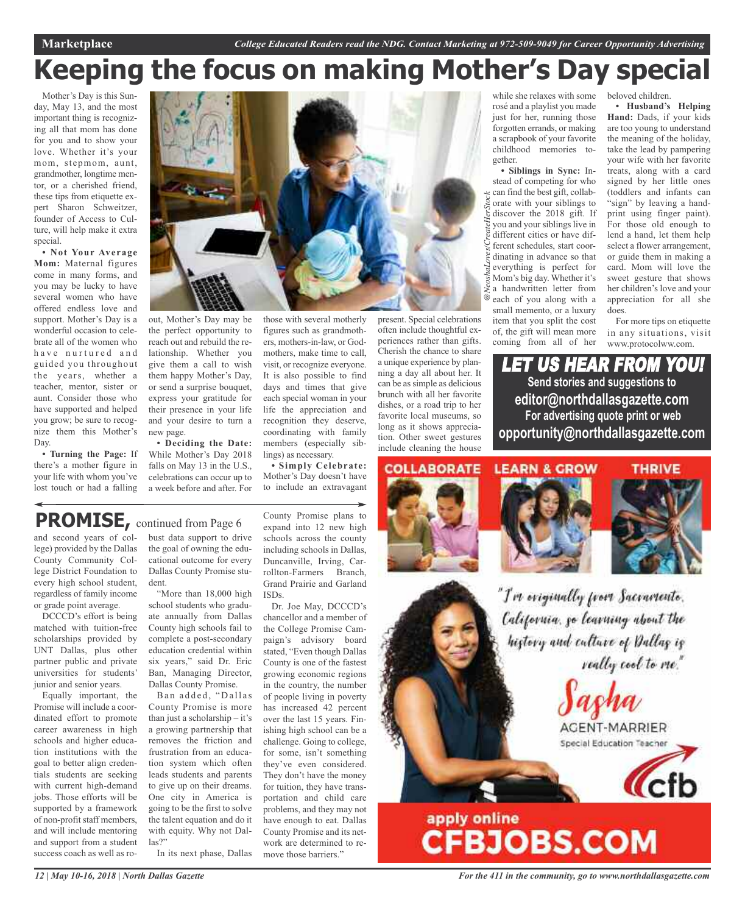# Keeping the focus on making Mother's Day special

Mother's Day is this Sunday, May 13, and the most important thing is recognizing all that mom has done for you and to show your love. Whether it's your mom, stepmom, aunt, grandmother, longtime mentor, or a cherished friend, these tips from etiquette expert Sharon Schweitzer, founder of Access to Culture, will help make it extra special.

**• Not Your Average Mom:** Maternal figures come in many forms, and you may be lucky to have several women who have offered endless love and support. Mother's Day is a wonderful occasion to celebrate all of the women who have nurtured and guided you throughout the years, whether a teacher, mentor, sister or aunt. Consider those who have supported and helped you grow; be sure to recognize them this Mother's Day.

**• Turning the Page:** If there's a mother figure in your life with whom you've lost touch or had a falling out, Mother's Day may be the perfect opportunity to reach out and rebuild the relationship. Whether you give them a call to wish them happy Mother's Day, or send a surprise bouquet, express your gratitude for their presence in your life and your desire to turn a new page.

**• Deciding the Date:** While Mother's Day 2018 falls on May 13 in the U.S., celebrations can occur up to a week before and after. For those with several motherly figures such as grandmothers, mothers-in-law, or Godmothers, make time to call, visit, or recognize everyone. It is also possible to find days and times that give each special woman in your life the appreciation and recognition they deserve, coordinating with family members (especially siblings) as necessary.

**• Simply Celebrate:** Mother's Day doesn't have to include an extravagant present. Special celebrations often include thoughtful experiences rather than gifts. Cherish the chance to share a unique experience by planning a day all about her. It can be as simple as delicious brunch with all her favorite dishes, or a road trip to her favorite local museums, so long as it shows appreciation. Other sweet gestures include cleaning the house while she relaxes with some rosé and a playlist you made just for her, running those forgotten errands, or making a scrapbook of your favorite childhood memories together.

**• Siblings in Sync:** Instead of competing for who can find the best gift, collaborate with your siblings to discover the 2018 gift. If you and your siblings live in different cities or have different schedules, start coordinating in advance so that everything is perfect for Mom's big day. Whether it's a handwritten letter from each of you along with a small memento, or a luxury item that you split the cost of, the gift will mean more coming from all of her beloved children.

**• Husband's Helping Hand:** Dads, if your kids are too young to understand the meaning of the holiday, take the lead by pampering your wife with her favorite treats, along with a card signed by her little ones (toddlers and infants can "sign" by leaving a handprint using finger paint). For those old enough to lend a hand, let them help select a flower arrangement, or guide them in making a card. Mom will love the sweet gesture that shows her children's love and your appreciation for all she does.

For more tips on etiquette in any situations, visit www.protocolww.com.

@NeoshaLoves/CreateHerStock

**LET US HEAR FROM YOU!**
Send stories and suggestions to
**editor@northdallasgazette.com**
For advertising quote print or web
**opportunity@northdallasgazette.com**

## PROMISE, continued from Page 6

and second years of college) provided by the Dallas County Community College District Foundation to every high school student, regardless of family income or grade point average.

DCCCD's effort is being matched with tuition-free scholarships provided by UNT Dallas, plus other partner public and private universities for students' junior and senior years.

Equally important, the Promise will include a coordinated effort to promote career awareness in high schools and higher education institutions with the goal to better align credentials students are seeking with current high-demand jobs. Those efforts will be supported by a framework of non-profit staff members, and will include mentoring and support from a student success coach as well as robust data support to drive the goal of owning the educational outcome for every Dallas County Promise student.

"More than 18,000 high school students who graduate annually from Dallas County high schools fail to complete a post-secondary education credential within six years," said Dr. Eric Ban, Managing Director, Dallas County Promise.

Ban added, "Dallas County Promise is more than just a scholarship – it's a growing partnership that removes the friction and frustration from an education system which often leads students and parents to give up on their dreams. One city in America is going to be the first to solve the talent equation and do it with equity. Why not Dallas?"

In its next phase, Dallas County Promise plans to expand into 12 new high schools across the county including schools in Dallas, Duncanville, Irving, Carrollton-Farmers Branch, Grand Prairie and Garland ISDs.

Dr. Joe May, DCCCD's chancellor and a member of the College Promise Campaign's advisory board stated, "Even though Dallas County is one of the fastest growing economic regions in the country, the number of people living in poverty has increased 42 percent over the last 15 years. Finishing high school can be a challenge. Going to college, for some, isn't something they've even considered. They don't have the money for tuition, they have transportation and child care problems, and they may not have enough to eat. Dallas County Promise and its network are determined to remove those barriers."

COLLABORATE LEARN & GROW THRIVE

"I'm originally from Sacramento, California, so learning about the history and culture of Dallas is really cool to me."

Sasha
AGENT-MARRIER
Special Education Teacher

cfb

apply online
CFBJOBS.COM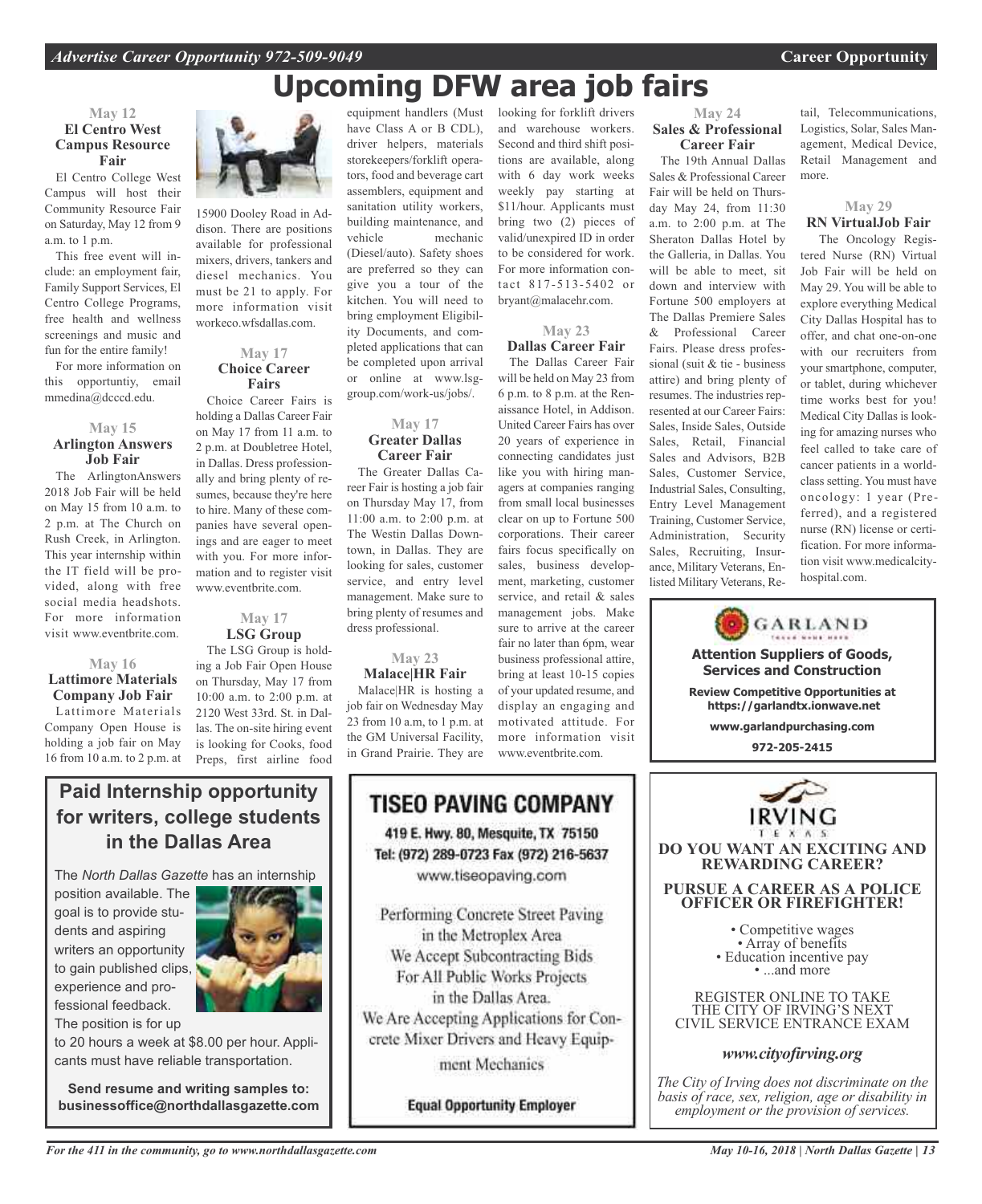# Upcoming DFW area job fairs

### May 12
### El Centro West Campus Resource Fair

El Centro College West Campus will host their Community Resource Fair on Saturday, May 12 from 9 a.m. to 1 p.m.

This free event will include: an employment fair, Family Support Services, El Centro College Programs, free health and wellness screenings and music and fun for the entire family!

For more information on this opportuntiy, email mmedina@dcccd.edu.

### May 15
### Arlington Answers Job Fair

The ArlingtonAnswers 2018 Job Fair will be held on May 15 from 10 a.m. to 2 p.m. at The Church on Rush Creek, in Arlington. This year internship within the IT field will be provided, along with free social media headshots. For more information visit www.eventbrite.com.

### May 16
### Lattimore Materials Company Job Fair

Lattimore Materials Company Open House is holding a job fair on May 16 from 10 a.m. to 2 p.m. at 15900 Dooley Road in Addison. There are positions available for professional mixers, drivers, tankers and diesel mechanics. You must be 21 to apply. For more information visit workeco.wfsdallas.com.

### May 17
### Choice Career Fairs

Choice Career Fairs is holding a Dallas Career Fair on May 17 from 11 a.m. to 2 p.m. at Doubletree Hotel, in Dallas. Dress professionally and bring plenty of resumes, because they're here to hire. Many of these companies have several openings and are eager to meet with you. For more information and to register visit www.eventbrite.com.

### May 17
### LSG Group

The LSG Group is holding a Job Fair Open House on Thursday, May 17 from 10:00 a.m. to 2:00 p.m. at 2120 West 33rd. St. in Dallas. The on-site hiring event is looking for Cooks, food Preps, first airline food equipment handlers (Must have Class A or B CDL), driver helpers, materials storekeepers/forklift operators, food and beverage cart assemblers, equipment and sanitation utility workers, building maintenance, and vehicle mechanic (Diesel/auto). Safety shoes are preferred so they can give you a tour of the kitchen. You will need to bring employment Eligibility Documents, and completed applications that can be completed upon arrival or online at www.lsg-group.com/work-us/jobs/.

### May 17
### Greater Dallas Career Fair

The Greater Dallas Career Fair is hosting a job fair on Thursday May 17, from 11:00 a.m. to 2:00 p.m. at The Westin Dallas Downtown, in Dallas. They are looking for sales, customer service, and entry level management. Make sure to bring plenty of resumes and dress professional.

### May 23
### Malace|HR Fair

Malace|HR is hosting a job fair on Wednesday May 23 from 10 a.m, to 1 p.m. at the GM Universal Facility, in Grand Prairie. They are looking for forklift drivers and warehouse workers. Second and third shift positions are available, along with 6 day work weeks weekly pay starting at $11/hour. Applicants must bring two (2) pieces of valid/unexpired ID in order to be considered for work. For more information contact 817-513-5402 or bryant@malacehr.com.

### May 23
### Dallas Career Fair

The Dallas Career Fair will be held on May 23 from 6 p.m. to 8 p.m. at the Renaissance Hotel, in Addison. United Career Fairs has over 20 years of experience in connecting candidates just like you with hiring managers at companies ranging from small local businesses clear on up to Fortune 500 corporations. Their career fairs focus specifically on sales, business development, marketing, customer service, and retail & sales management jobs. Make sure to arrive at the career fair no later than 6pm, wear business professional attire, bring at least 10-15 copies of your updated resume, and display an engaging and motivated attitude. For more information visit www.eventbrite.com.

### May 24
### Sales & Professional Career Fair

The 19th Annual Dallas Sales & Professional Career Fair will be held on Thursday May 24, from 11:30 a.m. to 2:00 p.m. at The Sheraton Dallas Hotel by the Galleria, in Dallas. You will be able to meet, sit down and interview with Fortune 500 employers at The Dallas Premiere Sales & Professional Career Fairs. Please dress professional (suit & tie - business attire) and bring plenty of resumes. The industries represented at our Career Fairs: Sales, Inside Sales, Outside Sales, Retail, Financial Sales and Advisors, B2B Sales, Customer Service, Industrial Sales, Consulting, Entry Level Management Training, Customer Service, Administration, Security Sales, Recruiting, Insurance, Military Veterans, Enlisted Military Veterans, Retail, Telecommunications, Logistics, Solar, Sales Management, Medical Device, Retail Management and more.

### May 29
### RN VirtualJob Fair

The Oncology Registered Nurse (RN) Virtual Job Fair will be held on May 29. You will be able to explore everything Medical City Dallas Hospital has to offer, and chat one-on-one with our recruiters from your smartphone, computer, or tablet, during whichever time works best for you! Medical City Dallas is looking for amazing nurses who feel called to take care of cancer patients in a world-class setting. You must have oncology: 1 year (Preferred), and a registered nurse (RN) license or certification. For more information visit www.medicalcity-hospital.com.

---

## Paid Internship opportunity for writers, college students in the Dallas Area

The *North Dallas Gazette* has an internship position available. The goal is to provide students and aspiring writers an opportunity to gain published clips, experience and professional feedback. The position is for up to 20 hours a week at $8.00 per hour. Applicants must have reliable transportation.

**Send resume and writing samples to: businessoffice@northdallasgazette.com**

---

## TISEO PAVING COMPANY

419 E. Hwy. 80, Mesquite, TX 75150
Tel: (972) 289-0723 Fax (972) 216-5637
www.tiseopaving.com

Performing Concrete Street Paving in the Metroplex Area
We Accept Subcontracting Bids For All Public Works Projects in the Dallas Area.
We Are Accepting Applications for Concrete Mixer Drivers and Heavy Equipment Mechanics

**Equal Opportunity Employer**

---

**GARLAND**

**Attention Suppliers of Goods, Services and Construction**

**Review Competitive Opportunities at https://garlandtx.ionwave.net**

**www.garlandpurchasing.com**

**972-205-2415**

---

**IRVING TEXAS**

**DO YOU WANT AN EXCITING AND REWARDING CAREER?**

**PURSUE A CAREER AS A POLICE OFFICER OR FIREFIGHTER!**

- Competitive wages
- Array of benefits
- Education incentive pay
- ...and more

REGISTER ONLINE TO TAKE THE CITY OF IRVING'S NEXT CIVIL SERVICE ENTRANCE EXAM

***www.cityofirving.org***

*The City of Irving does not discriminate on the basis of race, sex, religion, age or disability in employment or the provision of services.*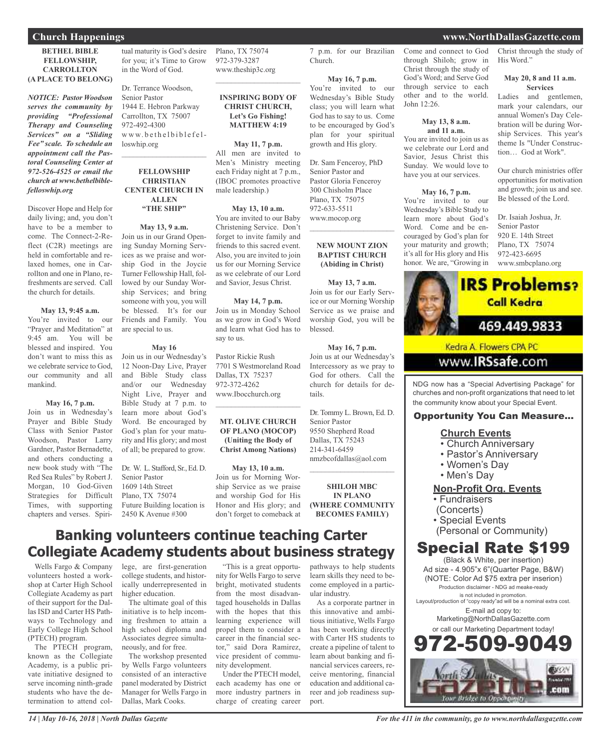## Church Happenings

**BETHEL BIBLE FELLOWSHIP, CARROLLTON (A PLACE TO BELONG)**

***NOTICE: Pastor Woodson serves the community by providing "Professional Therapy and Counseling Services" on a "Sliding Fee" scale. To schedule an appointment call the Pastoral Counseling Center at 972-526-4525 or email the church at www.bethelbiblefelloswhip.org***

Discover Hope and Help for daily living; and, you don't have to be a member to come. The Connect-2-Reflect (C2R) meetings are held in comfortable and relaxed homes, one in Carrollton and one in Plano, refreshments are served. Call the church for details.

**May 13, 9:45 a.m.**
You're invited to our "Prayer and Meditation" at 9:45 am. You will be blessed and inspired. You don't want to miss this as we celebrate service to God, our community and all mankind.

**May 16, 7 p.m.**
Join us in Wednesday's Prayer and Bible Study Class with Senior Pastor Woodson, Pastor Larry Gardner, Pastor Bernadette, and others conducting a new book study with "The Red Sea Rules" by Robert J. Morgan, 10 God-Given Strategies for Difficult Times, with supporting chapters and verses. Spiritual maturity is God's desire for you; it's Time to Grow in the Word of God.

Dr. Terrance Woodson, Senior Pastor
1944 E. Hebron Parkway
Carrollton, TX 75007
972-492-4300
www.bethelbiblefelloswhip.org

---

**FELLOWSHIP CHRISTIAN CENTER CHURCH IN ALLEN "THE SHIP"**

**May 13, 9 a.m.**
Join us in our Grand Opening Sunday Morning Services as we praise and worship God in the Joycie Turner Fellowship Hall, followed by our Sunday Worship Services; and bring someone with you, you will be blessed. It's for our Friends and Family. You are special to us.

**May 16**
Join us in our Wednesday's 12 Noon-Day Live, Prayer and Bible Study class and/or our Wednesday Night Live, Prayer and Bible Study at 7 p.m. to learn more about God's Word. Be encouraged by God's plan for your maturity and His glory; and most of all; be prepared to grow.

Dr. W. L. Stafford, Sr., Ed. D.
Senior Pastor
1609 14th Street
Plano, TX 75074
Future Building location is 2450 K Avenue #300
Plano, TX 75074
972-379-3287
www.theship3c.org

---

**INSPIRING BODY OF CHRIST CHURCH, Let's Go Fishing! MATTHEW 4:19**

**May 11, 7 p.m.**
All men are invited to Men's Ministry meeting each Friday night at 7 p.m., (IBOC promotes proactive male leadership.)

**May 13, 10 a.m.**
You are invited to our Baby Christening Service. Don't forget to invite family and friends to this sacred event. Also, you are invited to join us for our Morning Service as we celebrate of our Lord and Savior, Jesus Christ.

**May 14, 7 p.m.**
Join us in Monday School as we grow in God's Word and learn what God has to say to us.

Pastor Rickie Rush
7701 S Westmoreland Road
Dallas, TX 75237
972-372-4262
www.Ibocchurch.org

---

**MT. OLIVE CHURCH OF PLANO (MOCOP) (Uniting the Body of Christ Among Nations)**

**May 13, 10 a.m.**
Join us for Morning Worship Service as we praise and worship God for His Honor and His glory; and don't forget to comeback at 7 p.m. for our Brazilian Church.

**May 16, 7 p.m.**
You're invited to our Wednesday's Bible Study class; you will learn what God has to say to us. Come to be encouraged by God's plan for your spiritual growth and His glory.

Dr. Sam Fenceroy, PhD
Senior Pastor and
Pastor Gloria Fenceroy
300 Chisholm Place
Plano, TX 75075
972-633-5511
www.mocop.org

---

**NEW MOUNT ZION BAPTIST CHURCH (Abiding in Christ)**

**May 13, 7 a.m.**
Join us for our Early Service or our Morning Worship Service as we praise and worship God, you will be blessed.

**May 16, 7 p.m.**
Join us at our Wednesday's Intercessory as we pray to God for others. Call the church for details for details.

Dr. Tommy L. Brown, Ed. D.
Senior Pastor
9550 Shepherd Road
Dallas, TX 75243
214-341-6459
nmzbcofdallas@aol.com

---

**SHILOH MBC IN PLANO (WHERE COMMUNITY BECOMES FAMILY)**

Come and connect to God through Shiloh; grow in Christ through the study of God's Word; and Serve God through service to each other and to the world. John 12:26.

**May 13, 8 a.m. and 11 a.m.**
You are invited to join us as we celebrate our Lord and Savior, Jesus Christ this Sunday. We would love to have you at our services.

**May 16, 7 p.m.**
You're invited to our Wednesday's Bible Study to learn more about God's Word. Come and be encouraged by God's plan for your maturity and growth; it's all for His glory and His honor. We are, "Growing in Christ through the study of His Word."

**May 20, 8 and 11 a.m. Services**
Ladies and gentlemen, mark your calendars, our annual Women's Day Celebration will be during Worship Services. This year's theme Is "Under Construction… God at Work".

Our church ministries offer opportunities for motivation and growth; join us and see. Be blessed of the Lord.

Dr. Isaiah Joshua, Jr.
Senior Pastor
920 E. 14th Street
Plano, TX 75074
972-423-6695
www.smbcplano.org

---

**IRS Problems? Call Kedra**
469.449.9833
Kedra A. Flowers CPA PC
www.IRSsafe.com

---

NDG now has a "Special Advertising Package" for churches and non-profit organizations that need to let the community know about your Special Event.

**Opportunity You Can Measure...**

**Church Events**
- Church Anniversary
- Pastor's Anniversary
- Women's Day
- Men's Day

**Non-Profit Org. Events**
- Fundraisers (Concerts)
- Special Events (Personal or Community)

**Special Rate $199**
(Black & White, per insertion)
Ad size - 4.905"x 6"(Quarter Page, B&W)
(NOTE: Color Ad $75 extra per inserion)
Production disclaimer - NDG ad meake-ready is not included in promotion.
Layout/production of "copy ready"ad will be a nominal extra cost.
E-mail ad copy to:
Marketing@NorthDallasGazette.com
or call our Marketing Department today!
**972-509-9049**

---

# Banking volunteers continue teaching Carter Collegiate Academy students about business strategy

Wells Fargo & Company volunteers hosted a workshop at Carter High School Collegiate Academy as part of their support for the Dallas ISD and Carter HS Pathways to Technology and Early College High School (PTECH) program.

The PTECH program, known as the Collegiate Academy, is a public private initiative designed to serve incoming ninth-grade students who have the determination to attend college, are first-generation college students, and historically underrepresented in higher education.

The ultimate goal of this initiative is to help incoming freshmen to attain a high school diploma and Associates degree simultaneously, and for free.

The workshop presented by Wells Fargo volunteers consisted of an interactive panel moderated by District Manager for Wells Fargo in Dallas, Mark Cooks.

"This is a great opportunity for Wells Fargo to serve bright, motivated students from the most disadvantaged households in Dallas with the hopes that this learning experience will propel them to consider a career in the financial sector," said Dora Ramirez, vice president of community development.

Under the PTECH model, each academy has one or more industry partners in charge of creating career pathways to help students learn skills they need to become employed in a particular industry.

As a corporate partner in this innovative and ambitious initiative, Wells Fargo has been working directly with Carter HS students to create a pipeline of talent to learn about banking and financial services careers, receive mentoring, financial education and additional career and job readiness support.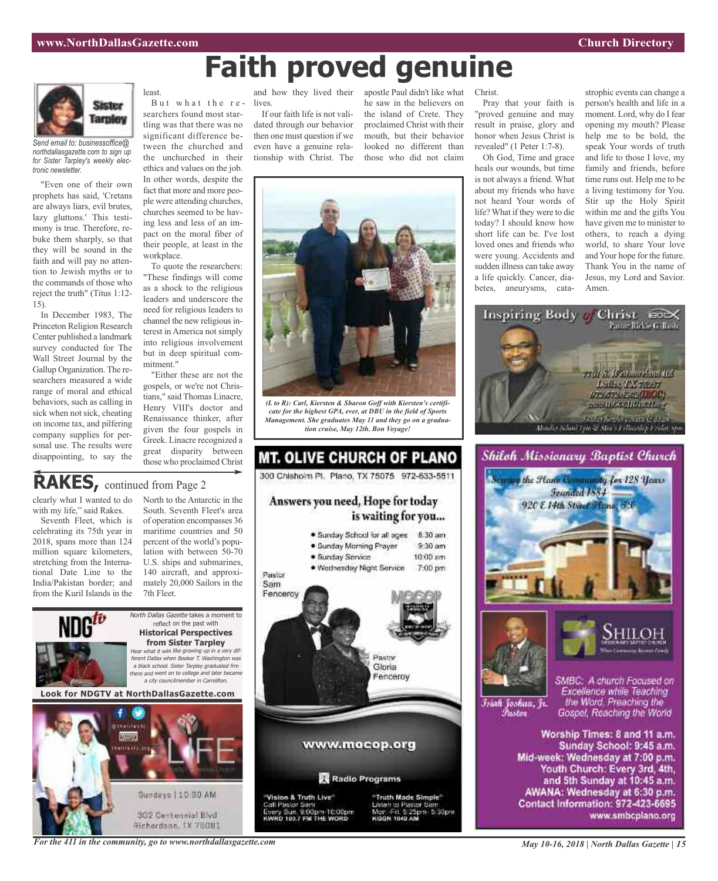# Faith proved genuine

**Sister Tarpley**

*Send email to: businessoffice@northdallasgazette.com to sign up for Sister Tarpley's weekly electronic newsletter.*

"Even one of their own prophets has said, 'Cretans are always liars, evil brutes, lazy gluttons.' This testimony is true. Therefore, rebuke them sharply, so that they will be sound in the faith and will pay no attention to Jewish myths or to the commands of those who reject the truth" (Titus 1:12-15).

In December 1983, The Princeton Religion Research Center published a landmark survey conducted for The Wall Street Journal by the Gallup Organization. The researchers measured a wide range of moral and ethical behaviors, such as calling in sick when not sick, cheating on income tax, and pilfering company supplies for personal use. The results were disappointing, to say the least.

But what the researchers found most startling was that there was no significant difference between the churched and the unchurched in their ethics and values on the job. In other words, despite the fact that more and more people were attending churches, churches seemed to be having less and less of an impact on the moral fiber of their people, at least in the workplace.

To quote the researchers: "These findings will come as a shock to the religious leaders and underscore the need for religious leaders to channel the new religious interest in America not simply into religious involvement but in deep spiritual commitment."

"Either these are not the gospels, or we're not Christians," said Thomas Linacre, Henry VIII's doctor and Renaissance thinker, after given the four gospels in Greek. Linacre recognized a great disparity between those who proclaimed Christ and how they lived their lives.

If our faith life is not validated through our behavior then one must question if we even have a genuine relationship with Christ. The apostle Paul didn't like what he saw in the believers on the island of Crete. They proclaimed Christ with their mouth, but their behavior looked no different than those who did not claim Christ.

Pray that your faith is "proved genuine and may result in praise, glory and honor when Jesus Christ is revealed" (1 Peter 1:7-8).

Oh God, Time and grace heals our wounds, but time is not always a friend. What about my friends who have not heard Your words of life? What if they were to die today? I should know how short life can be. I've lost loved ones and friends who were young. Accidents and sudden illness can take away a life quickly. Cancer, diabetes, aneurysms, catastrophic events can change a person's health and life in a moment. Lord, why do I fear opening my mouth? Please help me to be bold, the speak Your words of truth and life to those I love, my family and friends, before time runs out. Help me to be a living testimony for You. Stir up the Holy Spirit within me and the gifts You have given me to minister to others, to reach a dying world, to share Your love and Your hope for the future. Thank You in the name of Jesus, my Lord and Savior. Amen.

*(L to R): Carl, Kiersten & Sharon Goff with Kiersten's certificate for the highest GPA, ever, at DBU in the field of Sports Management. She graduates May 11 and they go on a graduation cruise, May 12th. Bon Voyage!*

## RAKES, continued from Page 2

clearly what I wanted to do with my life," said Rakes.

Seventh Fleet, which is celebrating its 75th year in 2018, spans more than 124 million square kilometers, stretching from the International Date Line to the India/Pakistan border; and from the Kuril Islands in the North to the Antarctic in the South. Seventh Fleet's area of operation encompasses 36 maritime countries and 50 percent of the world's population with between 50-70 U.S. ships and submarines, 140 aircraft, and approximately 20,000 Sailors in the 7th Fleet.

---

**NDGtv**

*North Dallas Gazette* takes a moment to reflect on the past with

**Historical Perspectives from Sister Tarpley**

*Hear what it was like growing up in a very different Dallas when Booker T. Washington was a black school. Sister Tarpley graduated frm there and went on to college and later became a city councilmember in Carrollton.*

**Look for NDGTV at NorthDallasGazette.com**

---

LIFE

Sundays | 10:30 AM

302 Centennial Blvd
Richardson, TX 75081

---

## MT. OLIVE CHURCH OF PLANO

300 Chisholm Pl. Plano, TX 75075 972-633-5511

**Answers you need, Hope for today is waiting for you...**

- Sunday School for all ages 8:30 am
- Sunday Morning Prayer 9:30 am
- Sunday Service 10:00 am
- Wednesday Night Service 7:00 pm

Pastor Sam Fenceroy

Pastor Gloria Fenceroy

www.mocop.org

Radio Programs

"Vision & Truth Live"
Call Pastor Sam
Every Sun. 9:00pm-10:00pm
KWRD 103.7 FM THE WORD

"Truth Made Simple"
Listen to Pastor Sam
Mon.-Fri. 5:25pm- 5:30pm
KGGR 1040 AM

---

## Inspiring Body of Christ

Pastor Rickie G. Rush

7701 S. Westmoreland Rd
Dallas, TX 75237

---

## Shiloh Missionary Baptist Church

Serving the Plano Community for 128 Years
Founded 1884
920 E 14th Street Plano, TX

SHILOH

Isiah Joshua, Jr.
Pastor

SMBC: A church Focused on Excellence while Teaching the Word, Preaching the Gospel, Reaching the World

Worship Times: 8 and 11 a.m.
Sunday School: 9:45 a.m.
Mid-week: Wednesday at 7:00 p.m.
Youth Church: Every 3rd, 4th, and 5th Sunday at 10:45 a.m.
AWANA: Wednesday at 6:30 p.m.
Contact Information: 972-423-6695
www.smbcplano.org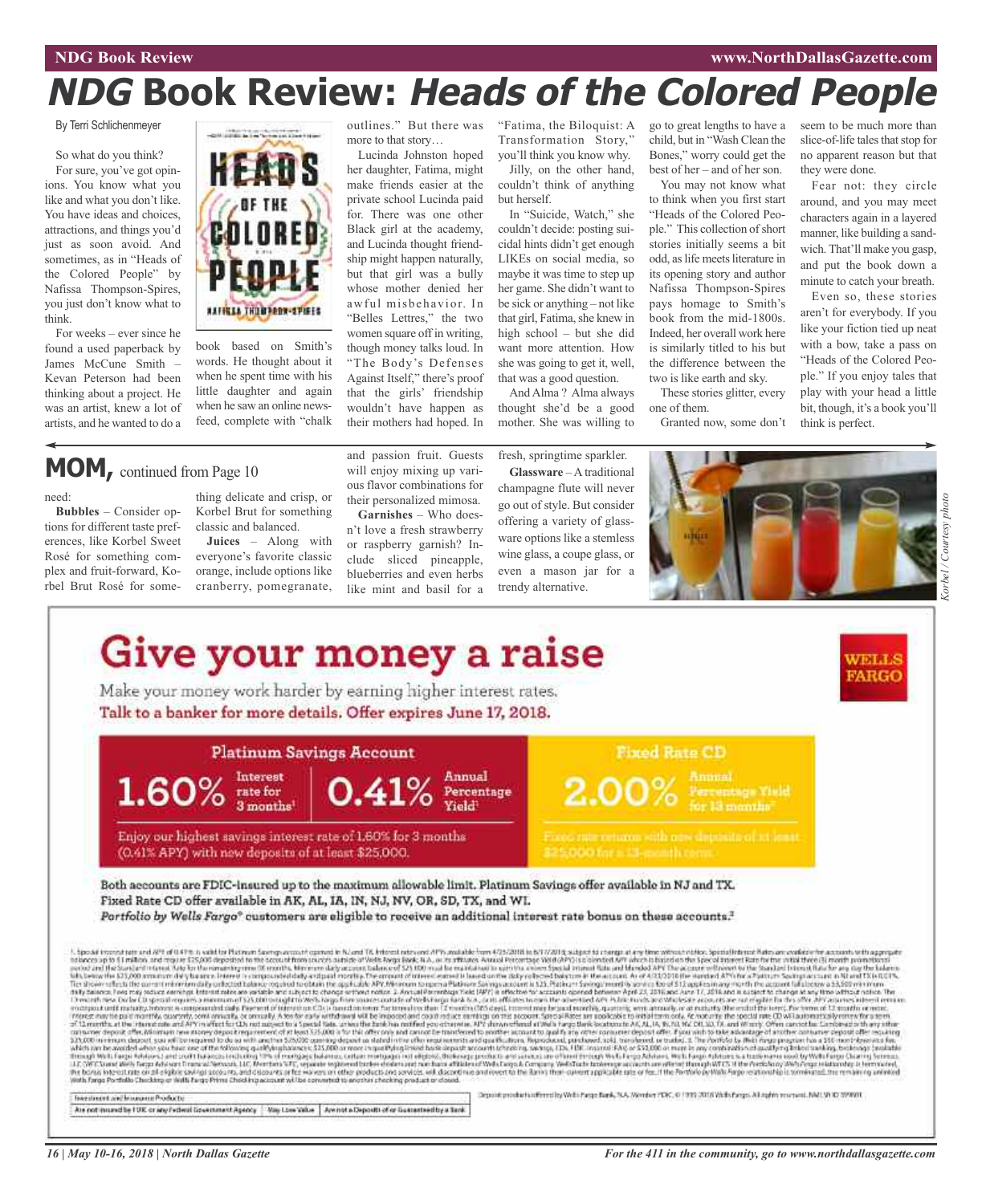# *NDG* Book Review: *Heads of the Colored People*

By Terri Schlichenmeyer

So what do you think?

For sure, you've got opinions. You know what you like and what you don't like. You have ideas and choices, attractions, and things you'd just as soon avoid. And sometimes, as in "Heads of the Colored People" by Nafissa Thompson-Spires, you just don't know what to think.

For weeks – ever since he found a used paperback by James McCune Smith – Kevan Peterson had been thinking about a project. He was an artist, knew a lot of artists, and he wanted to do a book based on Smith's words. He thought about it when he spent time with his little daughter and again when he saw an online newsfeed, complete with "chalk outlines." But there was more to that story…

Lucinda Johnston hoped her daughter, Fatima, might make friends easier at the private school Lucinda paid for. There was one other Black girl at the academy, and Lucinda thought friendship might happen naturally, but that girl was a bully whose mother denied her awful misbehavior. In "Belles Lettres," the two women square off in writing, though money talks loud. In "The Body's Defenses Against Itself," there's proof that the girls' friendship wouldn't have happen as their mothers had hoped. In "Fatima, the Biloquist: A Transformation Story," you'll think you know why.

Jilly, on the other hand, couldn't think of anything but herself.

In "Suicide, Watch," she couldn't decide: posting suicidal hints didn't get enough LIKEs on social media, so maybe it was time to step up her game. She didn't want to be sick or anything – not like that girl, Fatima, she knew in high school – but she did want more attention. How she was going to get it, well, that was a good question.

And Alma ? Alma always thought she'd be a good mother. She was willing to go to great lengths to have a child, but in "Wash Clean the Bones," worry could get the best of her – and of her son.

You may not know what to think when you first start "Heads of the Colored People." This collection of short stories initially seems a bit odd, as life meets literature in its opening story and author Nafissa Thompson-Spires pays homage to Smith's book from the mid-1800s. Indeed, her overall work here is similarly titled to his but the difference between the two is like earth and sky.

These stories glitter, every one of them.

Granted now, some don't seem to be much more than slice-of-life tales that stop for no apparent reason but that they were done.

Fear not: they circle around, and you may meet characters again in a layered manner, like building a sandwich. That'll make you gasp, and put the book down a minute to catch your breath.

Even so, these stories aren't for everybody. If you like your fiction tied up neat with a bow, take a pass on "Heads of the Colored People." If you enjoy tales that play with your head a little bit, though, it's a book you'll think is perfect.

---

## MOM, continued from Page 10

need:

**Bubbles** – Consider options for different taste preferences, like Korbel Sweet Rosé for something complex and fruit-forward, Korbel Brut Rosé for something delicate and crisp, or Korbel Brut for something classic and balanced.

**Juices** – Along with everyone's favorite classic orange, include options like cranberry, pomegranate, and passion fruit. Guests will enjoy mixing up various flavor combinations for their personalized mimosa.

**Garnishes** – Who doesn't love a fresh strawberry or raspberry garnish? Include sliced pineapple, blueberries and even herbs like mint and basil for a fresh, springtime sparkler.

**Glassware** – A traditional champagne flute will never go out of style. But consider offering a variety of glassware options like a stemless wine glass, a coupe glass, or even a mason jar for a trendy alternative.

Korbel / Courtesy photo

---

# Give your money a raise

Make your money work harder by earning higher interest rates.

**Talk to a banker for more details. Offer expires June 17, 2018.**

WELLS FARGO

**Platinum Savings Account**

1.60% Interest rate for 3 months[1] 0.41% Annual Percentage Yield[1]

Enjoy our highest savings interest rate of 1.60% for 3 months (0.41% APY) with new deposits of at least $25,000.

**Fixed Rate CD**

2.00% Annual Percentage Yield for 13 months[2]

Fixed rate returns with new deposits of at least $25,000 for a 13-month term.

**Both accounts are FDIC-insured up to the maximum allowable limit. Platinum Savings offer available in NJ and TX. Fixed Rate CD offer available in AK, AL, IA, IN, NJ, NV, OR, SD, TX, and WI.**

***Portfolio by Wells Fargo® customers are eligible to receive an additional interest rate bonus on these accounts.[3]***

| Investment and Insurance Products: | | |
|---|---|---|
| Are not insured by FDIC or any Federal Government Agency | May Lose Value | Are not a Deposit of or Guaranteed by a Bank |

Deposit products offered by Wells Fargo Bank, N.A. Member FDIC. © 1995-2018 Wells Fargo. All rights reserved.